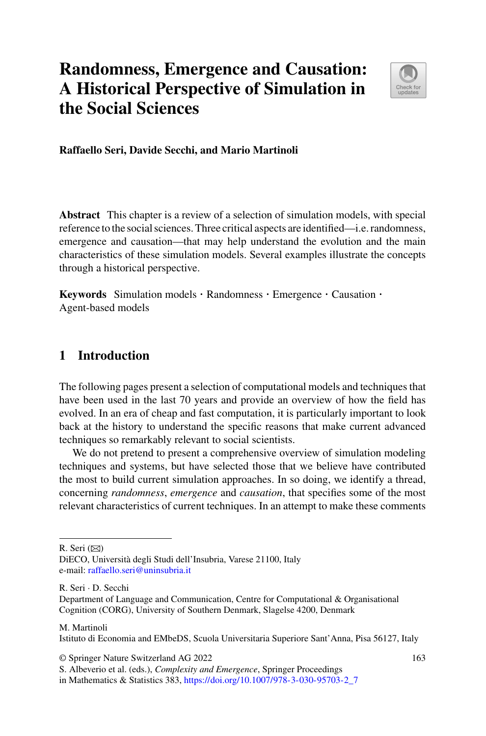# Randomness, Emergence and Causation: A Historical Perspective of Simulation in the Social Sciences

**Raffaello Seri, Davide Secchi, and Mario Martinoli**

**Abstract** This chapter is a review of a selection of simulation models, with special reference to the social sciences. Three critical aspects are identified—i.e. randomness, emergence and causation—that may help understand the evolution and the main characteristics of these simulation models. Several examples illustrate the concepts through a historical perspective.

**Keywords** Simulation models · Randomness · Emergence · Causation · Agent-based models

## 1 Introduction

The following pages present a selection of computational models and techniques that have been used in the last 70 years and provide an overview of how the field has evolved. In an era of cheap and fast computation, it is particularly important to look back at the history to understand the specific reasons that make current advanced techniques so remarkably relevant to social scientists.

We do not pretend to present a comprehensive overview of simulation modeling techniques and systems, but have selected those that we believe have contributed the most to build current simulation approaches. In so doing, we identify a thread, concerning *randomness*, *emergence* and *causation*, that specifies some of the most relevant characteristics of current techniques. In an attempt to make these comments

---

R. Seri (✉)
DiECO, Università degli Studi dell'Insubria, Varese 21100, Italy
e-mail: raffaello.seri@uninsubria.it

R. Seri · D. Secchi
Department of Language and Communication, Centre for Computational & Organisational Cognition (CORG), University of Southern Denmark, Slagelse 4200, Denmark

M. Martinoli
Istituto di Economia and EMbeDS, Scuola Universitaria Superiore Sant'Anna, Pisa 56127, Italy

© Springer Nature Switzerland AG 2022
S. Albeverio et al. (eds.), *Complexity and Emergence*, Springer Proceedings in Mathematics & Statistics 383, https://doi.org/10.1007/978-3-030-95703-2_7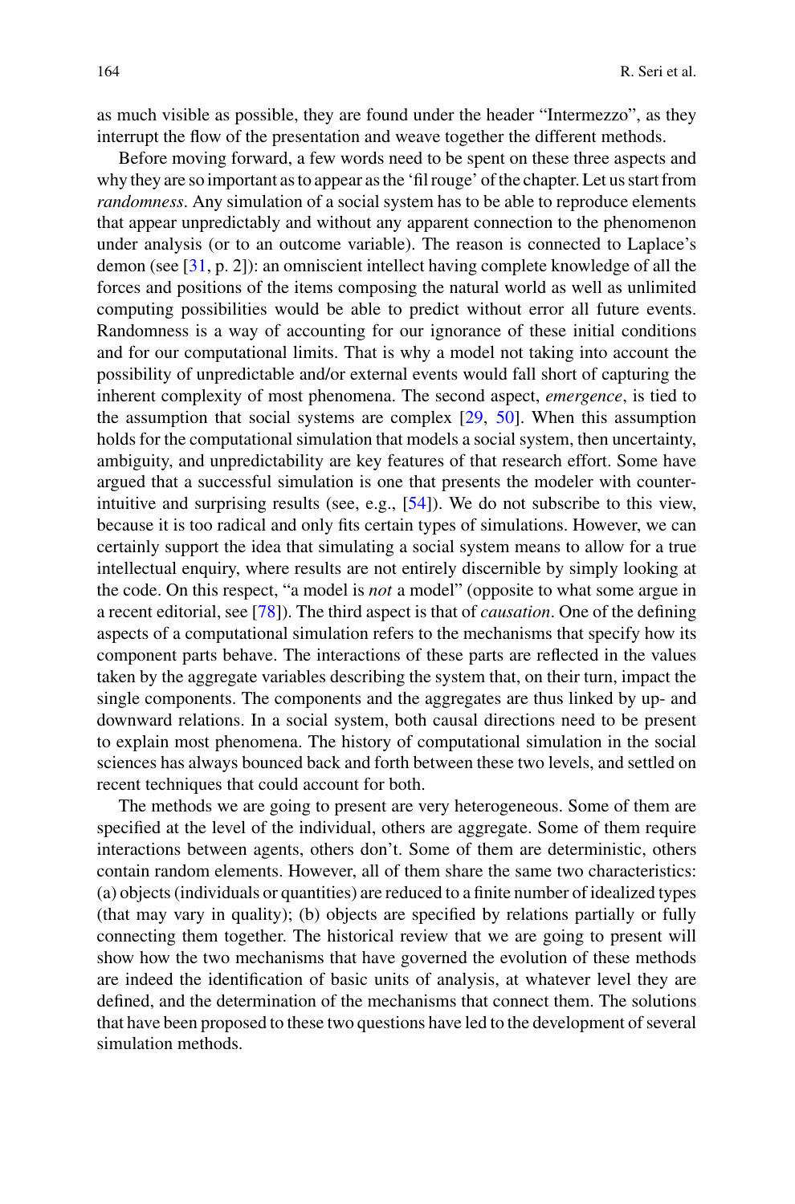as much visible as possible, they are found under the header "Intermezzo", as they interrupt the flow of the presentation and weave together the different methods.

Before moving forward, a few words need to be spent on these three aspects and why they are so important as to appear as the 'fil rouge' of the chapter. Let us start from *randomness*. Any simulation of a social system has to be able to reproduce elements that appear unpredictably and without any apparent connection to the phenomenon under analysis (or to an outcome variable). The reason is connected to Laplace's demon (see [31, p. 2]): an omniscient intellect having complete knowledge of all the forces and positions of the items composing the natural world as well as unlimited computing possibilities would be able to predict without error all future events. Randomness is a way of accounting for our ignorance of these initial conditions and for our computational limits. That is why a model not taking into account the possibility of unpredictable and/or external events would fall short of capturing the inherent complexity of most phenomena. The second aspect, *emergence*, is tied to the assumption that social systems are complex [29, 50]. When this assumption holds for the computational simulation that models a social system, then uncertainty, ambiguity, and unpredictability are key features of that research effort. Some have argued that a successful simulation is one that presents the modeler with counter-intuitive and surprising results (see, e.g., [54]). We do not subscribe to this view, because it is too radical and only fits certain types of simulations. However, we can certainly support the idea that simulating a social system means to allow for a true intellectual enquiry, where results are not entirely discernible by simply looking at the code. On this respect, "a model is *not* a model" (opposite to what some argue in a recent editorial, see [78]). The third aspect is that of *causation*. One of the defining aspects of a computational simulation refers to the mechanisms that specify how its component parts behave. The interactions of these parts are reflected in the values taken by the aggregate variables describing the system that, on their turn, impact the single components. The components and the aggregates are thus linked by up- and downward relations. In a social system, both causal directions need to be present to explain most phenomena. The history of computational simulation in the social sciences has always bounced back and forth between these two levels, and settled on recent techniques that could account for both.

The methods we are going to present are very heterogeneous. Some of them are specified at the level of the individual, others are aggregate. Some of them require interactions between agents, others don't. Some of them are deterministic, others contain random elements. However, all of them share the same two characteristics: (a) objects (individuals or quantities) are reduced to a finite number of idealized types (that may vary in quality); (b) objects are specified by relations partially or fully connecting them together. The historical review that we are going to present will show how the two mechanisms that have governed the evolution of these methods are indeed the identification of basic units of analysis, at whatever level they are defined, and the determination of the mechanisms that connect them. The solutions that have been proposed to these two questions have led to the development of several simulation methods.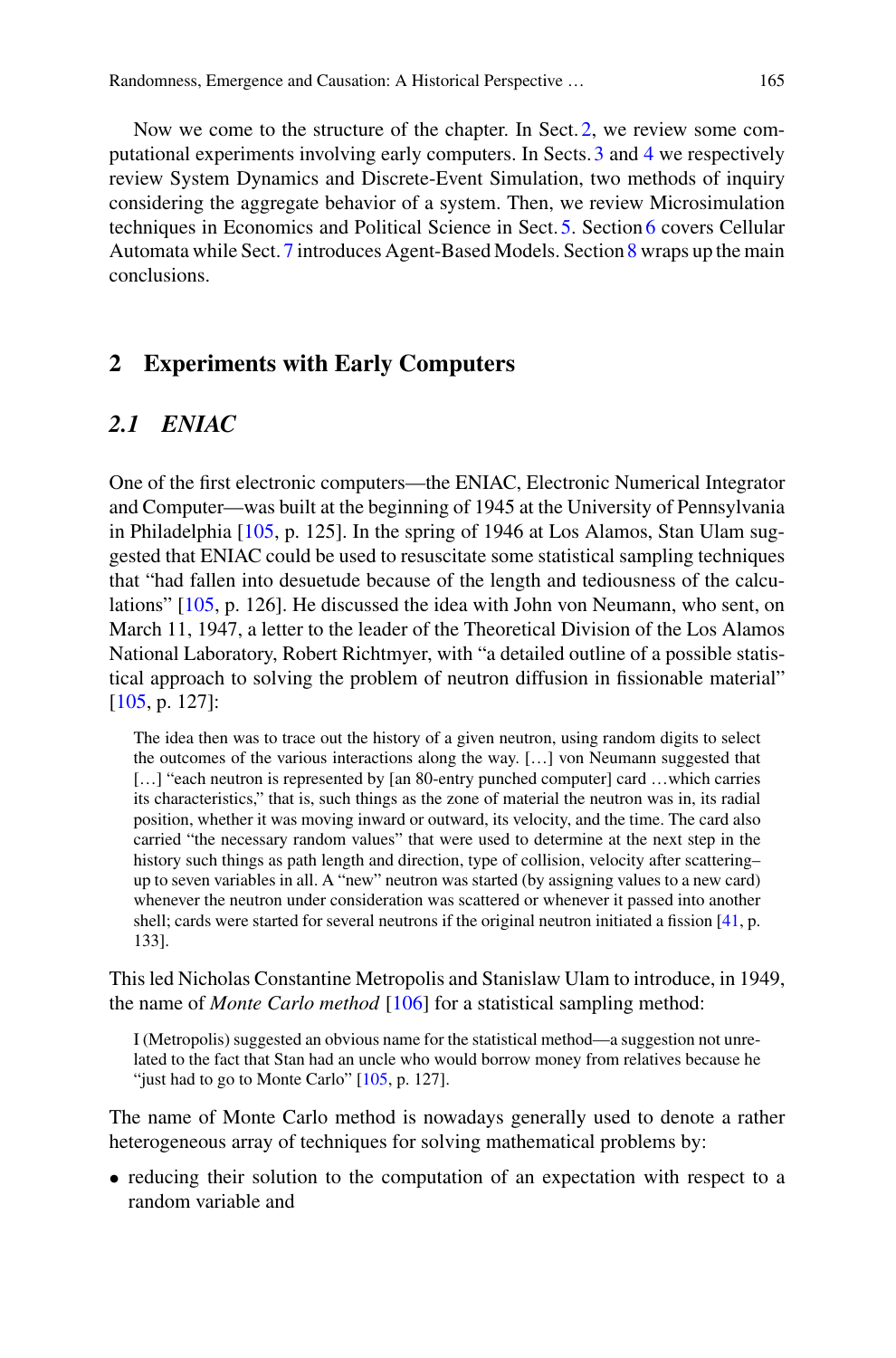Now we come to the structure of the chapter. In Sect. 2, we review some computational experiments involving early computers. In Sects. 3 and 4 we respectively review System Dynamics and Discrete-Event Simulation, two methods of inquiry considering the aggregate behavior of a system. Then, we review Microsimulation techniques in Economics and Political Science in Sect. 5. Section 6 covers Cellular Automata while Sect. 7 introduces Agent-Based Models. Section 8 wraps up the main conclusions.

## 2 Experiments with Early Computers

### 2.1 ENIAC

One of the first electronic computers—the ENIAC, Electronic Numerical Integrator and Computer—was built at the beginning of 1945 at the University of Pennsylvania in Philadelphia [105, p. 125]. In the spring of 1946 at Los Alamos, Stan Ulam suggested that ENIAC could be used to resuscitate some statistical sampling techniques that "had fallen into desuetude because of the length and tediousness of the calculations" [105, p. 126]. He discussed the idea with John von Neumann, who sent, on March 11, 1947, a letter to the leader of the Theoretical Division of the Los Alamos National Laboratory, Robert Richtmyer, with "a detailed outline of a possible statistical approach to solving the problem of neutron diffusion in fissionable material" [105, p. 127]:

> The idea then was to trace out the history of a given neutron, using random digits to select the outcomes of the various interactions along the way. […] von Neumann suggested that […] "each neutron is represented by [an 80-entry punched computer] card …which carries its characteristics," that is, such things as the zone of material the neutron was in, its radial position, whether it was moving inward or outward, its velocity, and the time. The card also carried "the necessary random values" that were used to determine at the next step in the history such things as path length and direction, type of collision, velocity after scattering–up to seven variables in all. A "new" neutron was started (by assigning values to a new card) whenever the neutron under consideration was scattered or whenever it passed into another shell; cards were started for several neutrons if the original neutron initiated a fission [41, p. 133].

This led Nicholas Constantine Metropolis and Stanislaw Ulam to introduce, in 1949, the name of *Monte Carlo method* [106] for a statistical sampling method:

> I (Metropolis) suggested an obvious name for the statistical method—a suggestion not unrelated to the fact that Stan had an uncle who would borrow money from relatives because he "just had to go to Monte Carlo" [105, p. 127].

The name of Monte Carlo method is nowadays generally used to denote a rather heterogeneous array of techniques for solving mathematical problems by:

- reducing their solution to the computation of an expectation with respect to a random variable and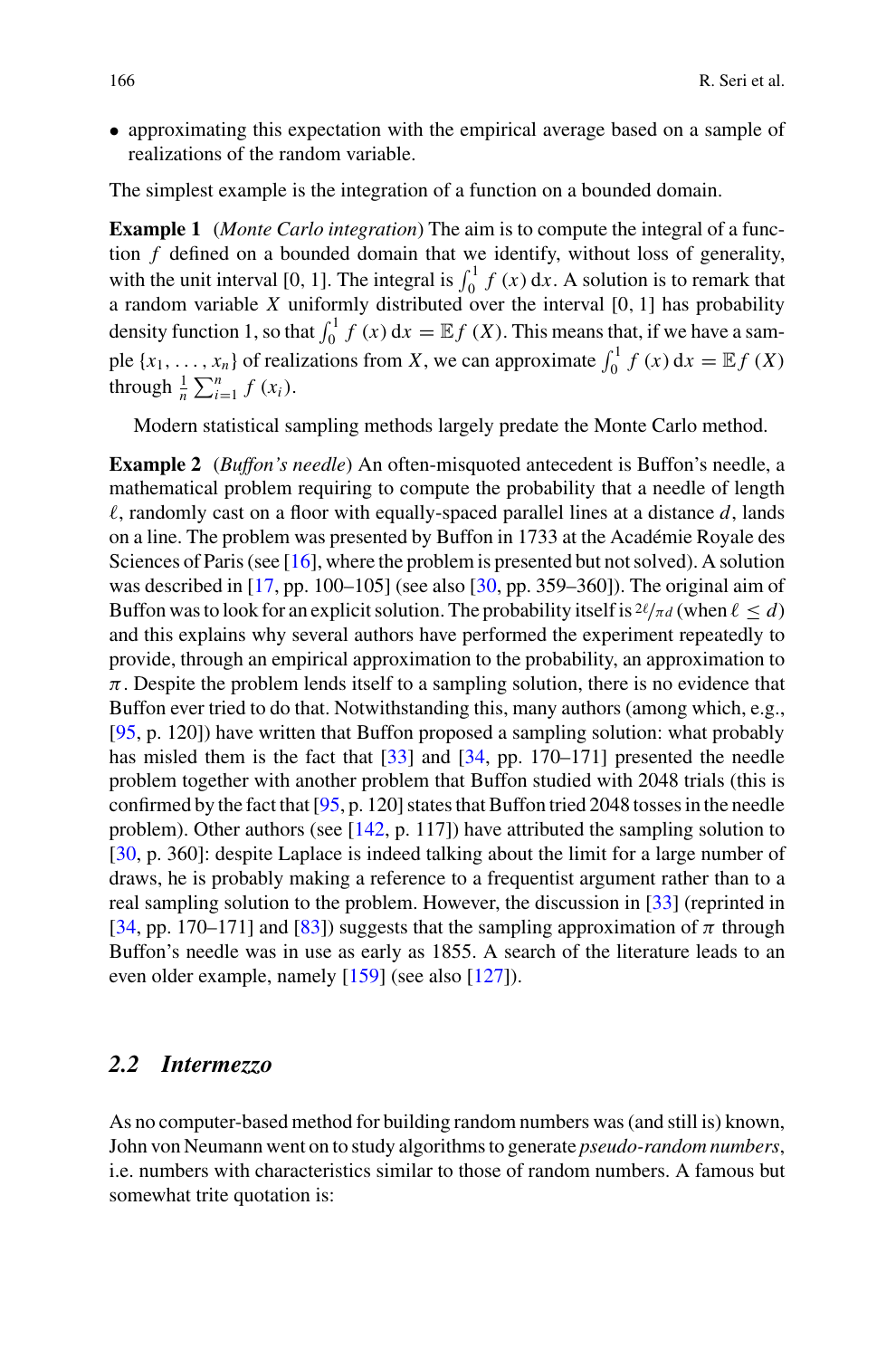- approximating this expectation with the empirical average based on a sample of realizations of the random variable.

The simplest example is the integration of a function on a bounded domain.

**Example 1** (*Monte Carlo integration*) The aim is to compute the integral of a function $f$ defined on a bounded domain that we identify, without loss of generality, with the unit interval [0, 1]. The integral is $\int_0^1 f(x)\,\mathrm{d}x$. A solution is to remark that a random variable $X$ uniformly distributed over the interval [0, 1] has probability density function 1, so that $\int_0^1 f(x)\,\mathrm{d}x = \mathbb{E}f(X)$. This means that, if we have a sample $\{x_1, \ldots, x_n\}$ of realizations from $X$, we can approximate $\int_0^1 f(x)\,\mathrm{d}x = \mathbb{E}f(X)$ through $\frac{1}{n}\sum_{i=1}^{n} f(x_i)$.

Modern statistical sampling methods largely predate the Monte Carlo method.

**Example 2** (*Buffon's needle*) An often-misquoted antecedent is Buffon's needle, a mathematical problem requiring to compute the probability that a needle of length $\ell$, randomly cast on a floor with equally-spaced parallel lines at a distance $d$, lands on a line. The problem was presented by Buffon in 1733 at the Académie Royale des Sciences of Paris (see [16], where the problem is presented but not solved). A solution was described in [17, pp. 100–105] (see also [30, pp. 359–360]). The original aim of Buffon was to look for an explicit solution. The probability itself is $2\ell/\pi d$ (when $\ell \leq d$) and this explains why several authors have performed the experiment repeatedly to provide, through an empirical approximation to the probability, an approximation to $\pi$. Despite the problem lends itself to a sampling solution, there is no evidence that Buffon ever tried to do that. Notwithstanding this, many authors (among which, e.g., [95, p. 120]) have written that Buffon proposed a sampling solution: what probably has misled them is the fact that [33] and [34, pp. 170–171] presented the needle problem together with another problem that Buffon studied with 2048 trials (this is confirmed by the fact that [95, p. 120] states that Buffon tried 2048 tosses in the needle problem). Other authors (see [142, p. 117]) have attributed the sampling solution to [30, p. 360]: despite Laplace is indeed talking about the limit for a large number of draws, he is probably making a reference to a frequentist argument rather than to a real sampling solution to the problem. However, the discussion in [33] (reprinted in [34, pp. 170–171] and [83]) suggests that the sampling approximation of $\pi$ through Buffon's needle was in use as early as 1855. A search of the literature leads to an even older example, namely [159] (see also [127]).

## 2.2 Intermezzo

As no computer-based method for building random numbers was (and still is) known, John von Neumann went on to study algorithms to generate *pseudo-random numbers*, i.e. numbers with characteristics similar to those of random numbers. A famous but somewhat trite quotation is: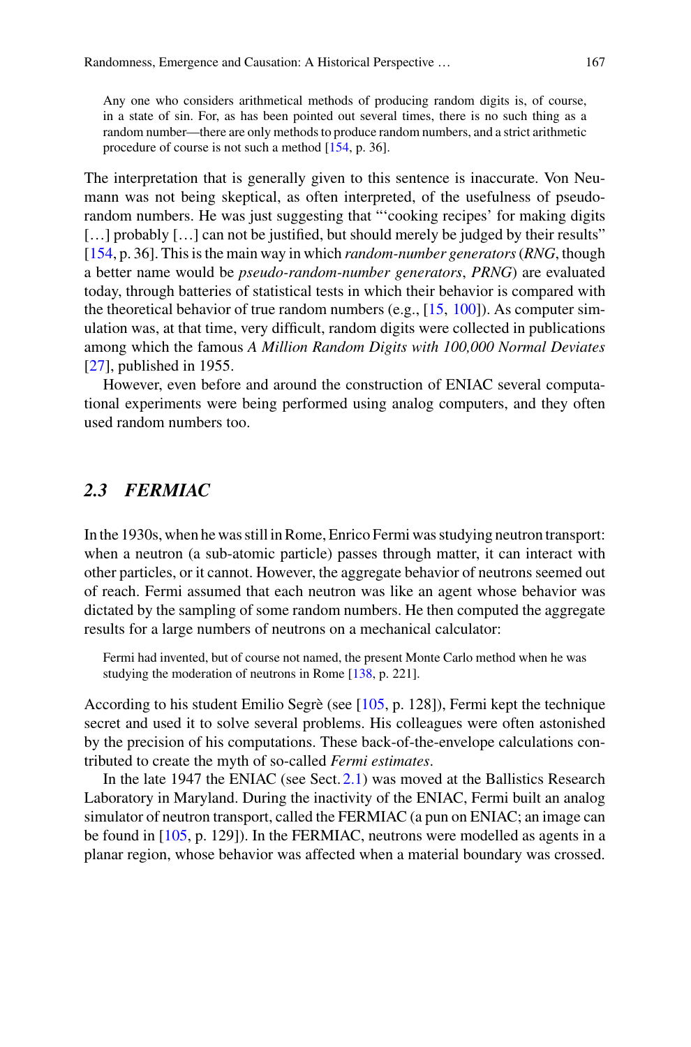> Any one who considers arithmetical methods of producing random digits is, of course, in a state of sin. For, as has been pointed out several times, there is no such thing as a random number—there are only methods to produce random numbers, and a strict arithmetic procedure of course is not such a method [154, p. 36].

The interpretation that is generally given to this sentence is inaccurate. Von Neumann was not being skeptical, as often interpreted, of the usefulness of pseudo-random numbers. He was just suggesting that "'cooking recipes' for making digits […] probably […] can not be justified, but should merely be judged by their results" [154, p. 36]. This is the main way in which *random-number generators* (*RNG*, though a better name would be *pseudo-random-number generators*, *PRNG*) are evaluated today, through batteries of statistical tests in which their behavior is compared with the theoretical behavior of true random numbers (e.g., [15, 100]). As computer simulation was, at that time, very difficult, random digits were collected in publications among which the famous *A Million Random Digits with 100,000 Normal Deviates* [27], published in 1955.

However, even before and around the construction of ENIAC several computational experiments were being performed using analog computers, and they often used random numbers too.

### *2.3 FERMIAC*

In the 1930s, when he was still in Rome, Enrico Fermi was studying neutron transport: when a neutron (a sub-atomic particle) passes through matter, it can interact with other particles, or it cannot. However, the aggregate behavior of neutrons seemed out of reach. Fermi assumed that each neutron was like an agent whose behavior was dictated by the sampling of some random numbers. He then computed the aggregate results for a large numbers of neutrons on a mechanical calculator:

> Fermi had invented, but of course not named, the present Monte Carlo method when he was studying the moderation of neutrons in Rome [138, p. 221].

According to his student Emilio Segrè (see [105, p. 128]), Fermi kept the technique secret and used it to solve several problems. His colleagues were often astonished by the precision of his computations. These back-of-the-envelope calculations contributed to create the myth of so-called *Fermi estimates*.

In the late 1947 the ENIAC (see Sect. 2.1) was moved at the Ballistics Research Laboratory in Maryland. During the inactivity of the ENIAC, Fermi built an analog simulator of neutron transport, called the FERMIAC (a pun on ENIAC; an image can be found in [105, p. 129]). In the FERMIAC, neutrons were modelled as agents in a planar region, whose behavior was affected when a material boundary was crossed.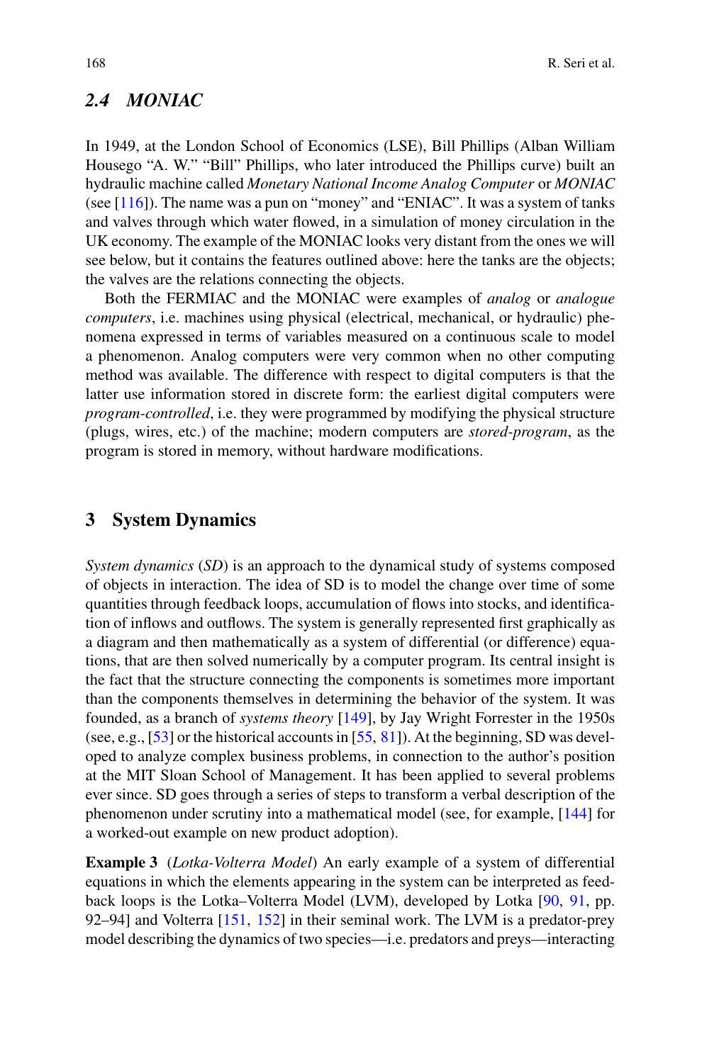### 2.4 MONIAC

In 1949, at the London School of Economics (LSE), Bill Phillips (Alban William Housego "A. W." "Bill" Phillips, who later introduced the Phillips curve) built an hydraulic machine called *Monetary National Income Analog Computer* or *MONIAC* (see [116]). The name was a pun on "money" and "ENIAC". It was a system of tanks and valves through which water flowed, in a simulation of money circulation in the UK economy. The example of the MONIAC looks very distant from the ones we will see below, but it contains the features outlined above: here the tanks are the objects; the valves are the relations connecting the objects.

Both the FERMIAC and the MONIAC were examples of *analog* or *analogue computers*, i.e. machines using physical (electrical, mechanical, or hydraulic) phenomena expressed in terms of variables measured on a continuous scale to model a phenomenon. Analog computers were very common when no other computing method was available. The difference with respect to digital computers is that the latter use information stored in discrete form: the earliest digital computers were *program-controlled*, i.e. they were programmed by modifying the physical structure (plugs, wires, etc.) of the machine; modern computers are *stored-program*, as the program is stored in memory, without hardware modifications.

## 3 System Dynamics

*System dynamics* (*SD*) is an approach to the dynamical study of systems composed of objects in interaction. The idea of SD is to model the change over time of some quantities through feedback loops, accumulation of flows into stocks, and identification of inflows and outflows. The system is generally represented first graphically as a diagram and then mathematically as a system of differential (or difference) equations, that are then solved numerically by a computer program. Its central insight is the fact that the structure connecting the components is sometimes more important than the components themselves in determining the behavior of the system. It was founded, as a branch of *systems theory* [149], by Jay Wright Forrester in the 1950s (see, e.g., [53] or the historical accounts in [55, 81]). At the beginning, SD was developed to analyze complex business problems, in connection to the author's position at the MIT Sloan School of Management. It has been applied to several problems ever since. SD goes through a series of steps to transform a verbal description of the phenomenon under scrutiny into a mathematical model (see, for example, [144] for a worked-out example on new product adoption).

**Example 3** (*Lotka-Volterra Model*) An early example of a system of differential equations in which the elements appearing in the system can be interpreted as feedback loops is the Lotka–Volterra Model (LVM), developed by Lotka [90, 91, pp. 92–94] and Volterra [151, 152] in their seminal work. The LVM is a predator-prey model describing the dynamics of two species—i.e. predators and preys—interacting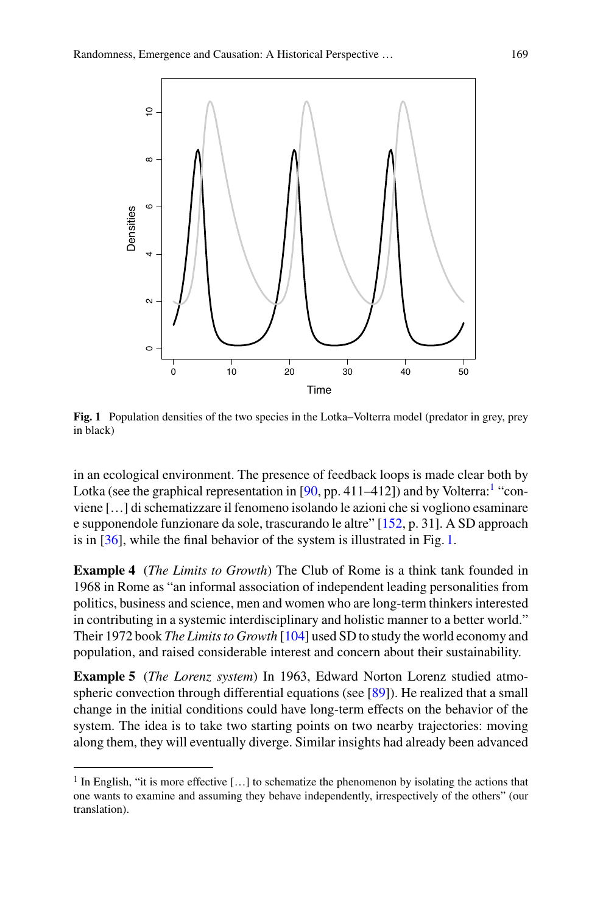Fig. 1 Population densities of the two species in the Lotka–Volterra model (predator in grey, prey in black)

in an ecological environment. The presence of feedback loops is made clear both by Lotka (see the graphical representation in [90, pp. 411–412]) and by Volterra:[1] "conviene [...] di schematizzare il fenomeno isolando le azioni che si vogliono esaminare e supponendole funzionare da sole, trascurando le altre" [152, p. 31]. A SD approach is in [36], while the final behavior of the system is illustrated in Fig. 1.

**Example 4** (*The Limits to Growth*) The Club of Rome is a think tank founded in 1968 in Rome as "an informal association of independent leading personalities from politics, business and science, men and women who are long-term thinkers interested in contributing in a systemic interdisciplinary and holistic manner to a better world." Their 1972 book *The Limits to Growth* [104] used SD to study the world economy and population, and raised considerable interest and concern about their sustainability.

**Example 5** (*The Lorenz system*) In 1963, Edward Norton Lorenz studied atmospheric convection through differential equations (see [89]). He realized that a small change in the initial conditions could have long-term effects on the behavior of the system. The idea is to take two starting points on two nearby trajectories: moving along them, they will eventually diverge. Similar insights had already been advanced

---

[1] In English, "it is more effective [...] to schematize the phenomenon by isolating the actions that one wants to examine and assuming they behave independently, irrespectively of the others" (our translation).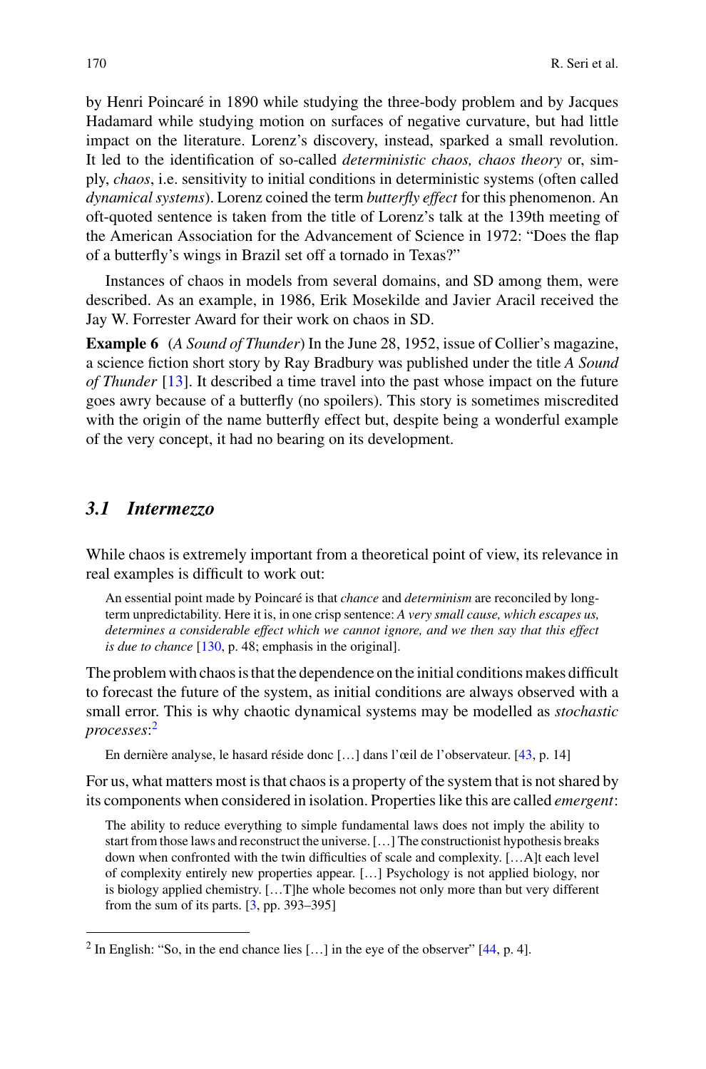by Henri Poincaré in 1890 while studying the three-body problem and by Jacques Hadamard while studying motion on surfaces of negative curvature, but had little impact on the literature. Lorenz's discovery, instead, sparked a small revolution. It led to the identification of so-called *deterministic chaos, chaos theory* or, simply, *chaos*, i.e. sensitivity to initial conditions in deterministic systems (often called *dynamical systems*). Lorenz coined the term *butterfly effect* for this phenomenon. An oft-quoted sentence is taken from the title of Lorenz's talk at the 139th meeting of the American Association for the Advancement of Science in 1972: "Does the flap of a butterfly's wings in Brazil set off a tornado in Texas?"

Instances of chaos in models from several domains, and SD among them, were described. As an example, in 1986, Erik Mosekilde and Javier Aracil received the Jay W. Forrester Award for their work on chaos in SD.

**Example 6** (*A Sound of Thunder*) In the June 28, 1952, issue of Collier's magazine, a science fiction short story by Ray Bradbury was published under the title *A Sound of Thunder* [13]. It described a time travel into the past whose impact on the future goes awry because of a butterfly (no spoilers). This story is sometimes miscredited with the origin of the name butterfly effect but, despite being a wonderful example of the very concept, it had no bearing on its development.

### 3.1 Intermezzo

While chaos is extremely important from a theoretical point of view, its relevance in real examples is difficult to work out:

> An essential point made by Poincaré is that *chance* and *determinism* are reconciled by long-term unpredictability. Here it is, in one crisp sentence: *A very small cause, which escapes us, determines a considerable effect which we cannot ignore, and we then say that this effect is due to chance* [130, p. 48; emphasis in the original].

The problem with chaos is that the dependence on the initial conditions makes difficult to forecast the future of the system, as initial conditions are always observed with a small error. This is why chaotic dynamical systems may be modelled as *stochastic processes*:[2]

> En dernière analyse, le hasard réside donc […] dans l'œil de l'observateur. [43, p. 14]

For us, what matters most is that chaos is a property of the system that is not shared by its components when considered in isolation. Properties like this are called *emergent*:

> The ability to reduce everything to simple fundamental laws does not imply the ability to start from those laws and reconstruct the universe. […] The constructionist hypothesis breaks down when confronted with the twin difficulties of scale and complexity. […A]t each level of complexity entirely new properties appear. […] Psychology is not applied biology, nor is biology applied chemistry. […T]he whole becomes not only more than but very different from the sum of its parts. [3, pp. 393–395]

[2] In English: "So, in the end chance lies […] in the eye of the observer" [44, p. 4].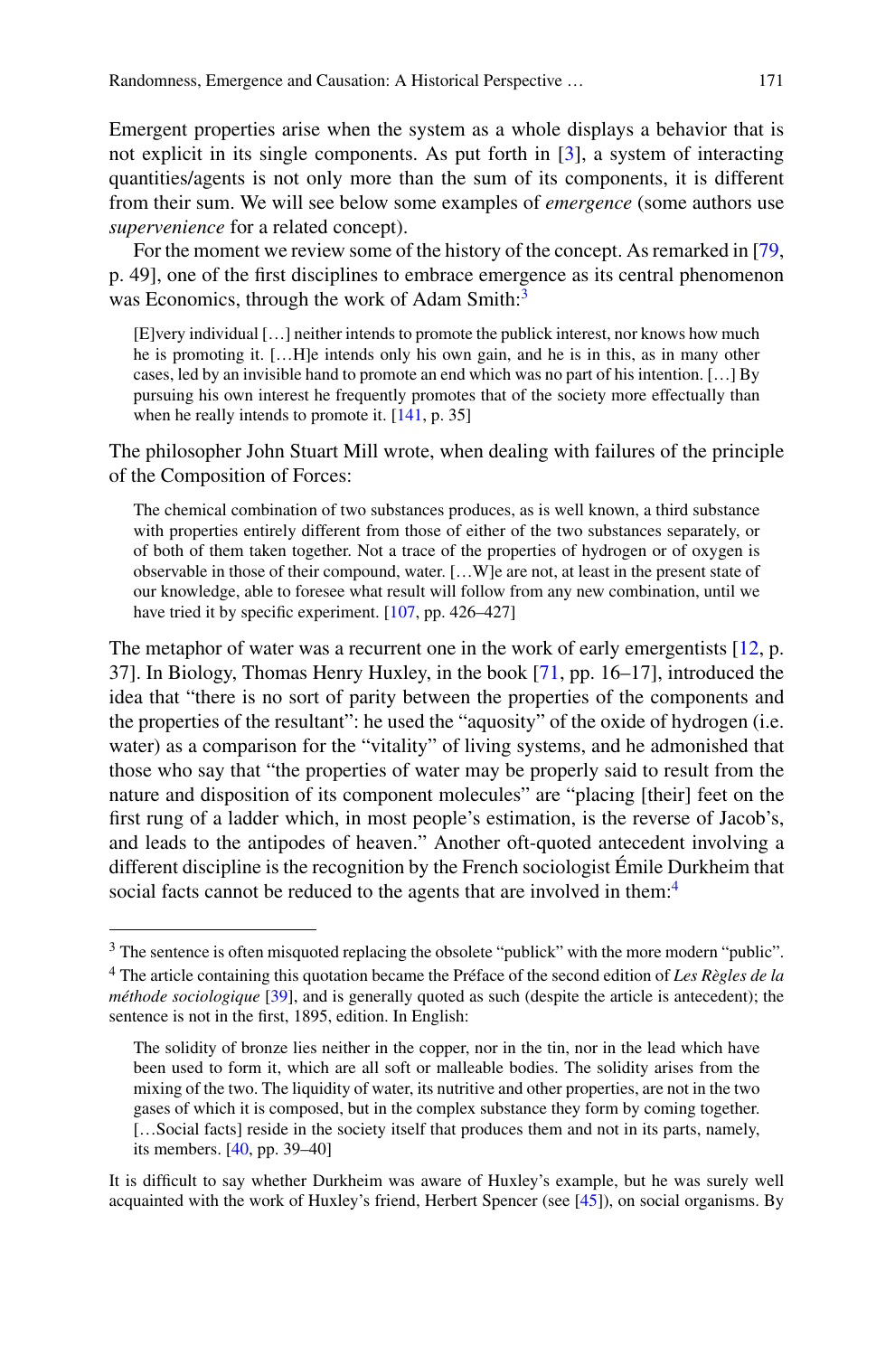Emergent properties arise when the system as a whole displays a behavior that is not explicit in its single components. As put forth in [3], a system of interacting quantities/agents is not only more than the sum of its components, it is different from their sum. We will see below some examples of *emergence* (some authors use *supervenience* for a related concept).

For the moment we review some of the history of the concept. As remarked in [79, p. 49], one of the first disciplines to embrace emergence as its central phenomenon was Economics, through the work of Adam Smith:[3]

> [E]very individual […] neither intends to promote the publick interest, nor knows how much he is promoting it. […H]e intends only his own gain, and he is in this, as in many other cases, led by an invisible hand to promote an end which was no part of his intention. […] By pursuing his own interest he frequently promotes that of the society more effectually than when he really intends to promote it. [141, p. 35]

The philosopher John Stuart Mill wrote, when dealing with failures of the principle of the Composition of Forces:

> The chemical combination of two substances produces, as is well known, a third substance with properties entirely different from those of either of the two substances separately, or of both of them taken together. Not a trace of the properties of hydrogen or of oxygen is observable in those of their compound, water. […W]e are not, at least in the present state of our knowledge, able to foresee what result will follow from any new combination, until we have tried it by specific experiment. [107, pp. 426–427]

The metaphor of water was a recurrent one in the work of early emergentists [12, p. 37]. In Biology, Thomas Henry Huxley, in the book [71, pp. 16–17], introduced the idea that "there is no sort of parity between the properties of the components and the properties of the resultant": he used the "aquosity" of the oxide of hydrogen (i.e. water) as a comparison for the "vitality" of living systems, and he admonished that those who say that "the properties of water may be properly said to result from the nature and disposition of its component molecules" are "placing [their] feet on the first rung of a ladder which, in most people's estimation, is the reverse of Jacob's, and leads to the antipodes of heaven." Another oft-quoted antecedent involving a different discipline is the recognition by the French sociologist Émile Durkheim that social facts cannot be reduced to the agents that are involved in them:[4]

---

[3] The sentence is often misquoted replacing the obsolete "publick" with the more modern "public".

[4] The article containing this quotation became the Préface of the second edition of *Les Règles de la méthode sociologique* [39], and is generally quoted as such (despite the article is antecedent); the sentence is not in the first, 1895, edition. In English:

> The solidity of bronze lies neither in the copper, nor in the tin, nor in the lead which have been used to form it, which are all soft or malleable bodies. The solidity arises from the mixing of the two. The liquidity of water, its nutritive and other properties, are not in the two gases of which it is composed, but in the complex substance they form by coming together. […Social facts] reside in the society itself that produces them and not in its parts, namely, its members. [40, pp. 39–40]

It is difficult to say whether Durkheim was aware of Huxley's example, but he was surely well acquainted with the work of Huxley's friend, Herbert Spencer (see [45]), on social organisms. By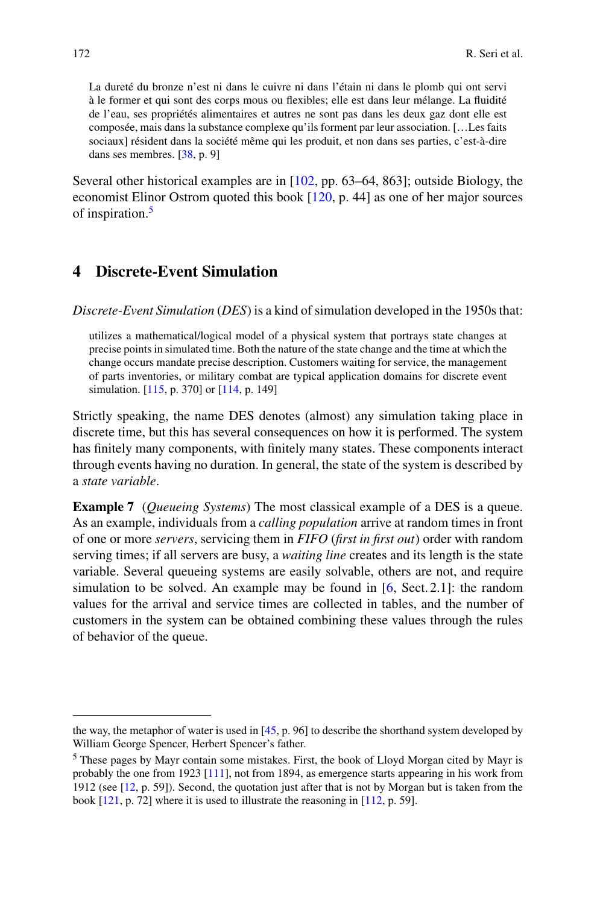> La dureté du bronze n'est ni dans le cuivre ni dans l'étain ni dans le plomb qui ont servi à le former et qui sont des corps mous ou flexibles; elle est dans leur mélange. La fluidité de l'eau, ses propriétés alimentaires et autres ne sont pas dans les deux gaz dont elle est composée, mais dans la substance complexe qu'ils forment par leur association. […Les faits sociaux] résident dans la société même qui les produit, et non dans ses parties, c'est-à-dire dans ses membres. [38, p. 9]

Several other historical examples are in [102, pp. 63–64, 863]; outside Biology, the economist Elinor Ostrom quoted this book [120, p. 44] as one of her major sources of inspiration.[5]

## 4 Discrete-Event Simulation

*Discrete-Event Simulation* (*DES*) is a kind of simulation developed in the 1950s that:

> utilizes a mathematical/logical model of a physical system that portrays state changes at precise points in simulated time. Both the nature of the state change and the time at which the change occurs mandate precise description. Customers waiting for service, the management of parts inventories, or military combat are typical application domains for discrete event simulation. [115, p. 370] or [114, p. 149]

Strictly speaking, the name DES denotes (almost) any simulation taking place in discrete time, but this has several consequences on how it is performed. The system has finitely many components, with finitely many states. These components interact through events having no duration. In general, the state of the system is described by a *state variable*.

**Example 7** (*Queueing Systems*) The most classical example of a DES is a queue. As an example, individuals from a *calling population* arrive at random times in front of one or more *servers*, servicing them in *FIFO* (*first in first out*) order with random serving times; if all servers are busy, a *waiting line* creates and its length is the state variable. Several queueing systems are easily solvable, others are not, and require simulation to be solved. An example may be found in [6, Sect. 2.1]: the random values for the arrival and service times are collected in tables, and the number of customers in the system can be obtained combining these values through the rules of behavior of the queue.

---

the way, the metaphor of water is used in [45, p. 96] to describe the shorthand system developed by William George Spencer, Herbert Spencer's father.

[5] These pages by Mayr contain some mistakes. First, the book of Lloyd Morgan cited by Mayr is probably the one from 1923 [111], not from 1894, as emergence starts appearing in his work from 1912 (see [12, p. 59]). Second, the quotation just after that is not by Morgan but is taken from the book [121, p. 72] where it is used to illustrate the reasoning in [112, p. 59].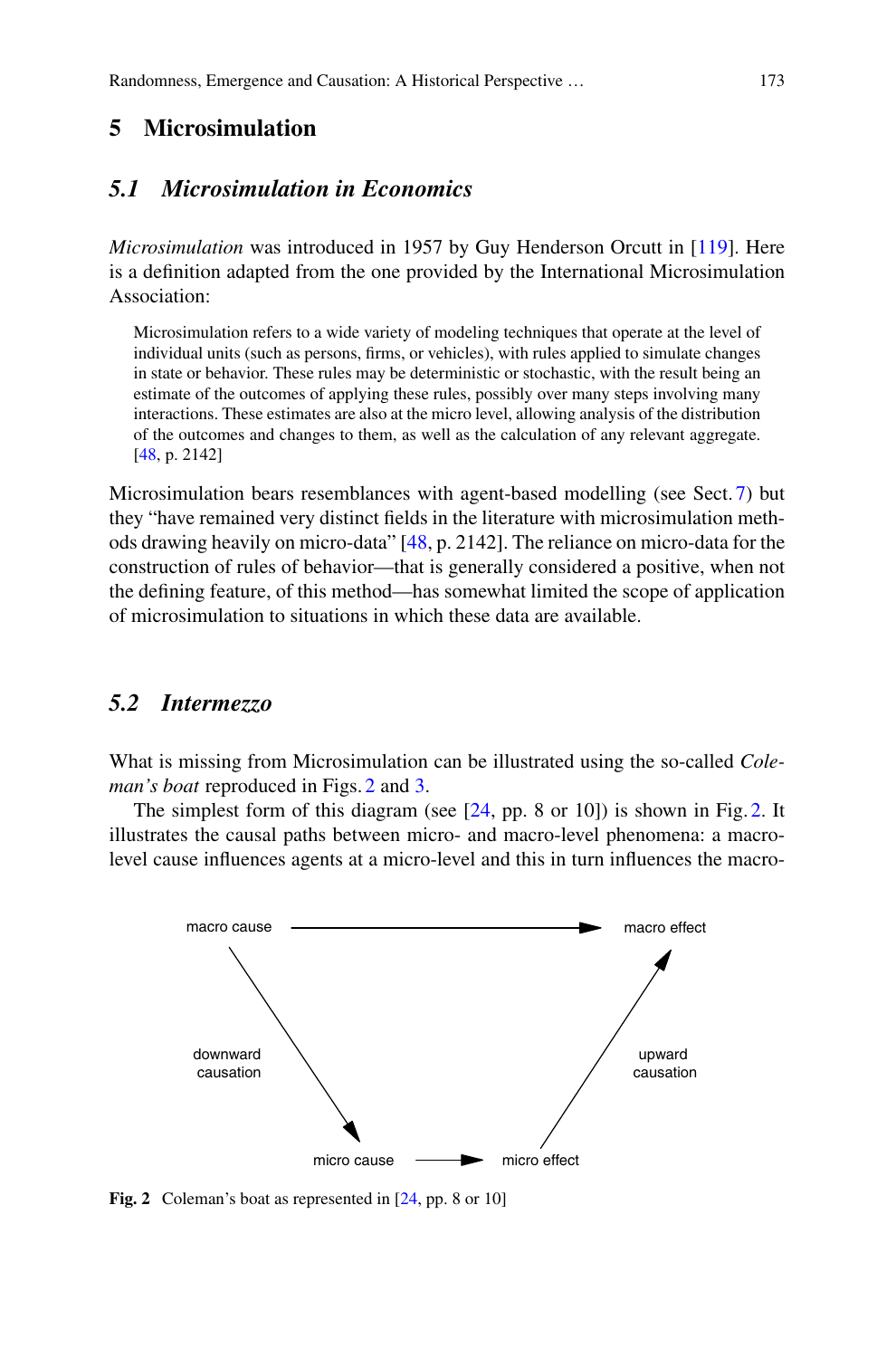## 5 Microsimulation

### 5.1 Microsimulation in Economics

*Microsimulation* was introduced in 1957 by Guy Henderson Orcutt in [119]. Here is a definition adapted from the one provided by the International Microsimulation Association:

> Microsimulation refers to a wide variety of modeling techniques that operate at the level of individual units (such as persons, firms, or vehicles), with rules applied to simulate changes in state or behavior. These rules may be deterministic or stochastic, with the result being an estimate of the outcomes of applying these rules, possibly over many steps involving many interactions. These estimates are also at the micro level, allowing analysis of the distribution of the outcomes and changes to them, as well as the calculation of any relevant aggregate. [48, p. 2142]

Microsimulation bears resemblances with agent-based modelling (see Sect. 7) but they "have remained very distinct fields in the literature with microsimulation methods drawing heavily on micro-data" [48, p. 2142]. The reliance on micro-data for the construction of rules of behavior—that is generally considered a positive, when not the defining feature, of this method—has somewhat limited the scope of application of microsimulation to situations in which these data are available.

### 5.2 Intermezzo

What is missing from Microsimulation can be illustrated using the so-called *Coleman's boat* reproduced in Figs. 2 and 3.

The simplest form of this diagram (see [24, pp. 8 or 10]) is shown in Fig. 2. It illustrates the causal paths between micro- and macro-level phenomena: a macro-level cause influences agents at a micro-level and this in turn influences the macro-

macro cause → macro effect; macro cause → (downward causation) → micro cause → micro effect → (upward causation) → macro effect

**Fig. 2** Coleman's boat as represented in [24, pp. 8 or 10]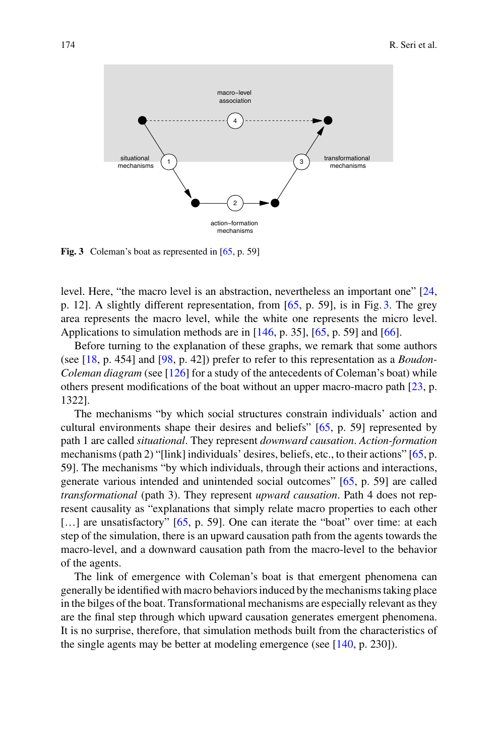macro–level
association

situational
mechanisms

transformational
mechanisms

action–formation
mechanisms

**Fig. 3** Coleman's boat as represented in [65, p. 59]

level. Here, "the macro level is an abstraction, nevertheless an important one" [24, p. 12]. A slightly different representation, from [65, p. 59], is in Fig. 3. The grey area represents the macro level, while the white one represents the micro level. Applications to simulation methods are in [146, p. 35], [65, p. 59] and [66].

Before turning to the explanation of these graphs, we remark that some authors (see [18, p. 454] and [98, p. 42]) prefer to refer to this representation as a *Boudon-Coleman diagram* (see [126] for a study of the antecedents of Coleman's boat) while others present modifications of the boat without an upper macro-macro path [23, p. 1322].

The mechanisms "by which social structures constrain individuals' action and cultural environments shape their desires and beliefs" [65, p. 59] represented by path 1 are called *situational*. They represent *downward causation*. *Action-formation* mechanisms (path 2) "[link] individuals' desires, beliefs, etc., to their actions" [65, p. 59]. The mechanisms "by which individuals, through their actions and interactions, generate various intended and unintended social outcomes" [65, p. 59] are called *transformational* (path 3). They represent *upward causation*. Path 4 does not represent causality as "explanations that simply relate macro properties to each other […] are unsatisfactory" [65, p. 59]. One can iterate the "boat" over time: at each step of the simulation, there is an upward causation path from the agents towards the macro-level, and a downward causation path from the macro-level to the behavior of the agents.

The link of emergence with Coleman's boat is that emergent phenomena can generally be identified with macro behaviors induced by the mechanisms taking place in the bilges of the boat. Transformational mechanisms are especially relevant as they are the final step through which upward causation generates emergent phenomena. It is no surprise, therefore, that simulation methods built from the characteristics of the single agents may be better at modeling emergence (see [140, p. 230]).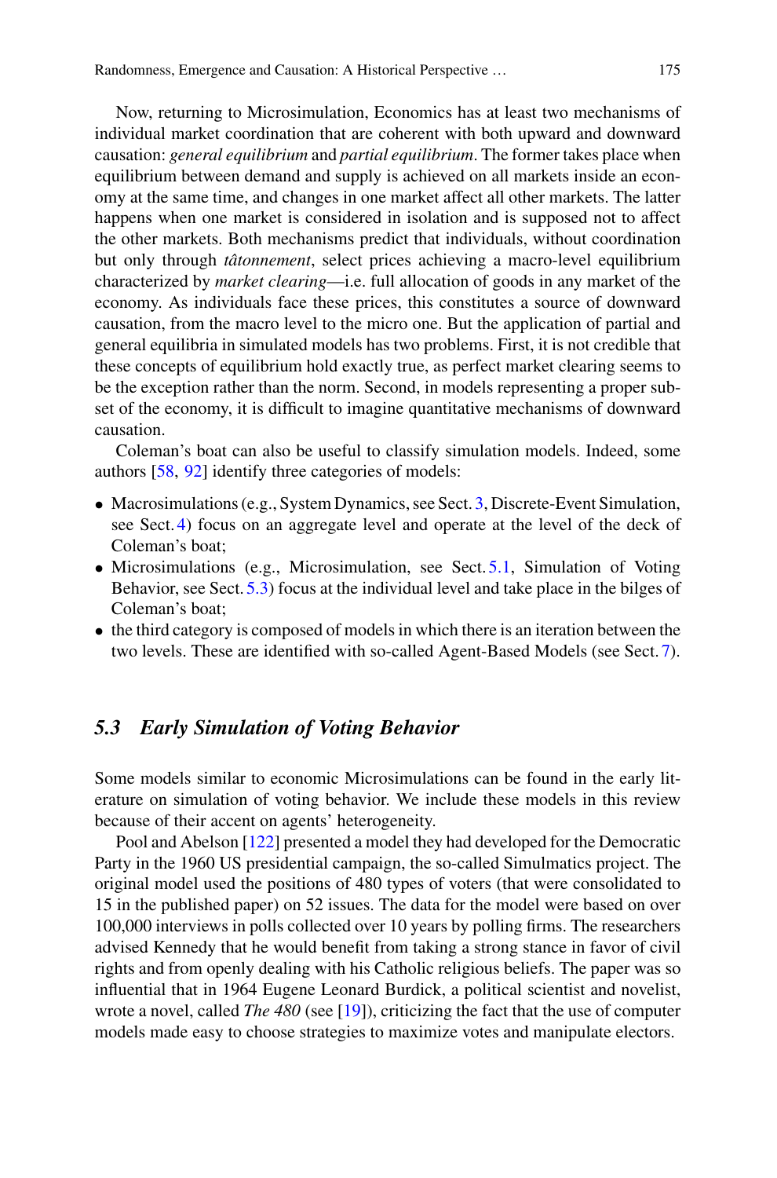Now, returning to Microsimulation, Economics has at least two mechanisms of individual market coordination that are coherent with both upward and downward causation: *general equilibrium* and *partial equilibrium*. The former takes place when equilibrium between demand and supply is achieved on all markets inside an economy at the same time, and changes in one market affect all other markets. The latter happens when one market is considered in isolation and is supposed not to affect the other markets. Both mechanisms predict that individuals, without coordination but only through *tâtonnement*, select prices achieving a macro-level equilibrium characterized by *market clearing*—i.e. full allocation of goods in any market of the economy. As individuals face these prices, this constitutes a source of downward causation, from the macro level to the micro one. But the application of partial and general equilibria in simulated models has two problems. First, it is not credible that these concepts of equilibrium hold exactly true, as perfect market clearing seems to be the exception rather than the norm. Second, in models representing a proper subset of the economy, it is difficult to imagine quantitative mechanisms of downward causation.

Coleman's boat can also be useful to classify simulation models. Indeed, some authors [58, 92] identify three categories of models:

- Macrosimulations (e.g., System Dynamics, see Sect. 3, Discrete-Event Simulation, see Sect. 4) focus on an aggregate level and operate at the level of the deck of Coleman's boat;
- Microsimulations (e.g., Microsimulation, see Sect. 5.1, Simulation of Voting Behavior, see Sect. 5.3) focus at the individual level and take place in the bilges of Coleman's boat;
- the third category is composed of models in which there is an iteration between the two levels. These are identified with so-called Agent-Based Models (see Sect. 7).

### 5.3 Early Simulation of Voting Behavior

Some models similar to economic Microsimulations can be found in the early literature on simulation of voting behavior. We include these models in this review because of their accent on agents' heterogeneity.

Pool and Abelson [122] presented a model they had developed for the Democratic Party in the 1960 US presidential campaign, the so-called Simulmatics project. The original model used the positions of 480 types of voters (that were consolidated to 15 in the published paper) on 52 issues. The data for the model were based on over 100,000 interviews in polls collected over 10 years by polling firms. The researchers advised Kennedy that he would benefit from taking a strong stance in favor of civil rights and from openly dealing with his Catholic religious beliefs. The paper was so influential that in 1964 Eugene Leonard Burdick, a political scientist and novelist, wrote a novel, called *The 480* (see [19]), criticizing the fact that the use of computer models made easy to choose strategies to maximize votes and manipulate electors.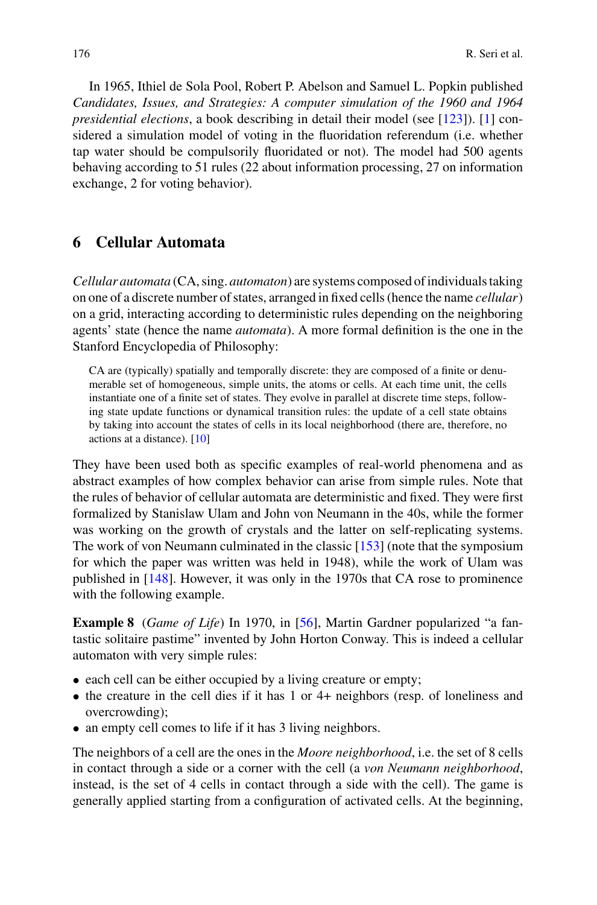In 1965, Ithiel de Sola Pool, Robert P. Abelson and Samuel L. Popkin published *Candidates, Issues, and Strategies: A computer simulation of the 1960 and 1964 presidential elections*, a book describing in detail their model (see [123]). [1] considered a simulation model of voting in the fluoridation referendum (i.e. whether tap water should be compulsorily fluoridated or not). The model had 500 agents behaving according to 51 rules (22 about information processing, 27 on information exchange, 2 for voting behavior).

## 6 Cellular Automata

*Cellular automata* (CA, sing. *automaton*) are systems composed of individuals taking on one of a discrete number of states, arranged in fixed cells (hence the name *cellular*) on a grid, interacting according to deterministic rules depending on the neighboring agents' state (hence the name *automata*). A more formal definition is the one in the Stanford Encyclopedia of Philosophy:

> CA are (typically) spatially and temporally discrete: they are composed of a finite or denumerable set of homogeneous, simple units, the atoms or cells. At each time unit, the cells instantiate one of a finite set of states. They evolve in parallel at discrete time steps, following state update functions or dynamical transition rules: the update of a cell state obtains by taking into account the states of cells in its local neighborhood (there are, therefore, no actions at a distance). [10]

They have been used both as specific examples of real-world phenomena and as abstract examples of how complex behavior can arise from simple rules. Note that the rules of behavior of cellular automata are deterministic and fixed. They were first formalized by Stanislaw Ulam and John von Neumann in the 40s, while the former was working on the growth of crystals and the latter on self-replicating systems. The work of von Neumann culminated in the classic [153] (note that the symposium for which the paper was written was held in 1948), while the work of Ulam was published in [148]. However, it was only in the 1970s that CA rose to prominence with the following example.

**Example 8** (*Game of Life*) In 1970, in [56], Martin Gardner popularized "a fantastic solitaire pastime" invented by John Horton Conway. This is indeed a cellular automaton with very simple rules:

- each cell can be either occupied by a living creature or empty;
- the creature in the cell dies if it has 1 or 4+ neighbors (resp. of loneliness and overcrowding);
- an empty cell comes to life if it has 3 living neighbors.

The neighbors of a cell are the ones in the *Moore neighborhood*, i.e. the set of 8 cells in contact through a side or a corner with the cell (a *von Neumann neighborhood*, instead, is the set of 4 cells in contact through a side with the cell). The game is generally applied starting from a configuration of activated cells. At the beginning,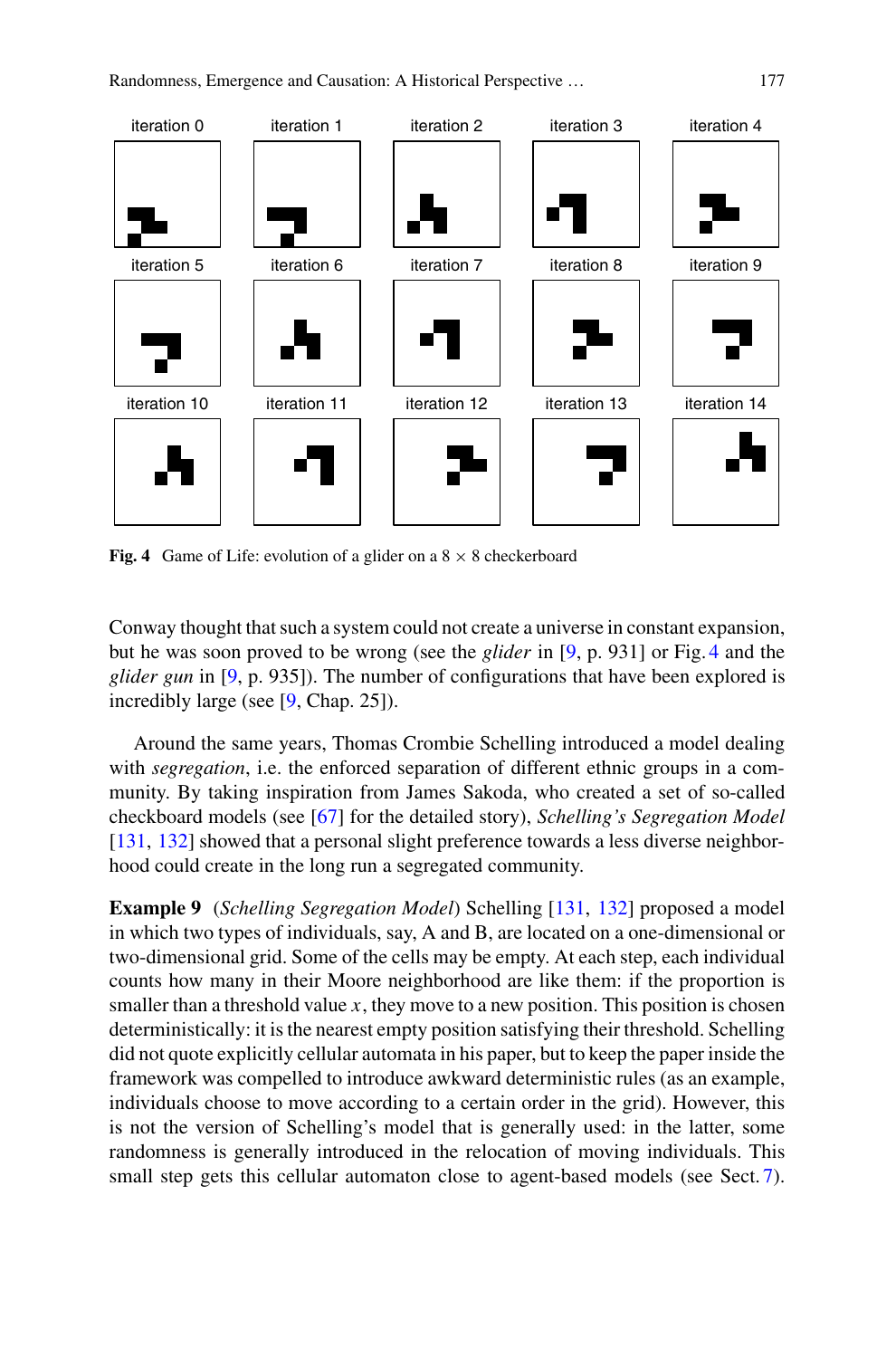Fig. 4 Game of Life: evolution of a glider on a 8 × 8 checkerboard

Conway thought that such a system could not create a universe in constant expansion, but he was soon proved to be wrong (see the *glider* in [9, p. 931] or Fig. 4 and the *glider gun* in [9, p. 935]). The number of configurations that have been explored is incredibly large (see [9, Chap. 25]).

Around the same years, Thomas Crombie Schelling introduced a model dealing with *segregation*, i.e. the enforced separation of different ethnic groups in a community. By taking inspiration from James Sakoda, who created a set of so-called checkboard models (see [67] for the detailed story), *Schelling's Segregation Model* [131, 132] showed that a personal slight preference towards a less diverse neighborhood could create in the long run a segregated community.

**Example 9** (*Schelling Segregation Model*) Schelling [131, 132] proposed a model in which two types of individuals, say, A and B, are located on a one-dimensional or two-dimensional grid. Some of the cells may be empty. At each step, each individual counts how many in their Moore neighborhood are like them: if the proportion is smaller than a threshold value $x$, they move to a new position. This position is chosen deterministically: it is the nearest empty position satisfying their threshold. Schelling did not quote explicitly cellular automata in his paper, but to keep the paper inside the framework was compelled to introduce awkward deterministic rules (as an example, individuals choose to move according to a certain order in the grid). However, this is not the version of Schelling's model that is generally used: in the latter, some randomness is generally introduced in the relocation of moving individuals. This small step gets this cellular automaton close to agent-based models (see Sect. 7).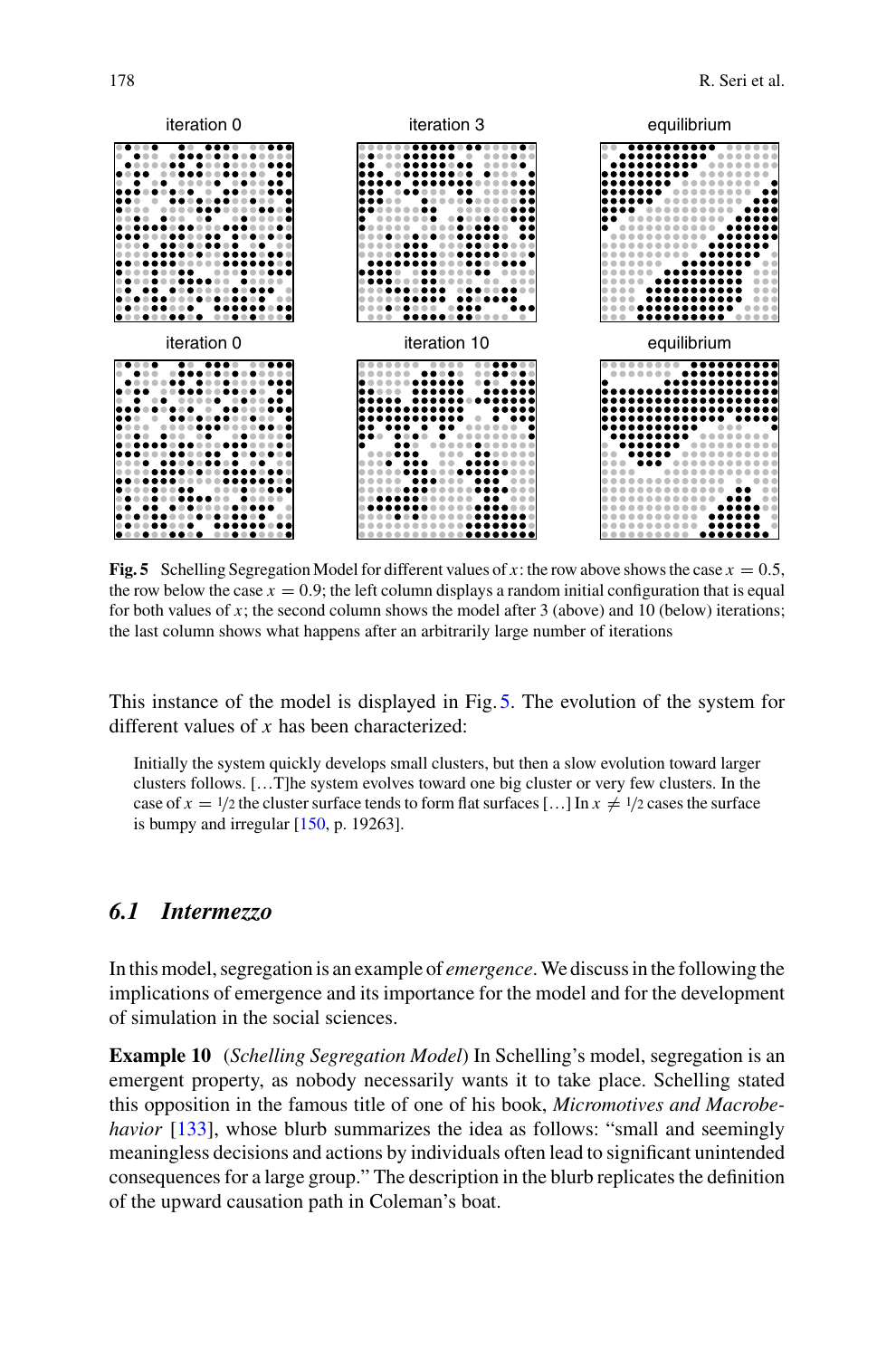iteration 0 | iteration 3 | equilibrium

iteration 0 | iteration 10 | equilibrium

**Fig. 5** Schelling Segregation Model for different values of $x$: the row above shows the case $x = 0.5$, the row below the case $x = 0.9$; the left column displays a random initial configuration that is equal for both values of $x$; the second column shows the model after 3 (above) and 10 (below) iterations; the last column shows what happens after an arbitrarily large number of iterations

This instance of the model is displayed in Fig. 5. The evolution of the system for different values of $x$ has been characterized:

> Initially the system quickly develops small clusters, but then a slow evolution toward larger clusters follows. […T]he system evolves toward one big cluster or very few clusters. In the case of $x = 1/2$ the cluster surface tends to form flat surfaces […] In $x \neq 1/2$ cases the surface is bumpy and irregular [150, p. 19263].

## 6.1 Intermezzo

In this model, segregation is an example of *emergence*. We discuss in the following the implications of emergence and its importance for the model and for the development of simulation in the social sciences.

**Example 10** (*Schelling Segregation Model*) In Schelling's model, segregation is an emergent property, as nobody necessarily wants it to take place. Schelling stated this opposition in the famous title of one of his book, *Micromotives and Macrobehavior* [133], whose blurb summarizes the idea as follows: "small and seemingly meaningless decisions and actions by individuals often lead to significant unintended consequences for a large group." The description in the blurb replicates the definition of the upward causation path in Coleman's boat.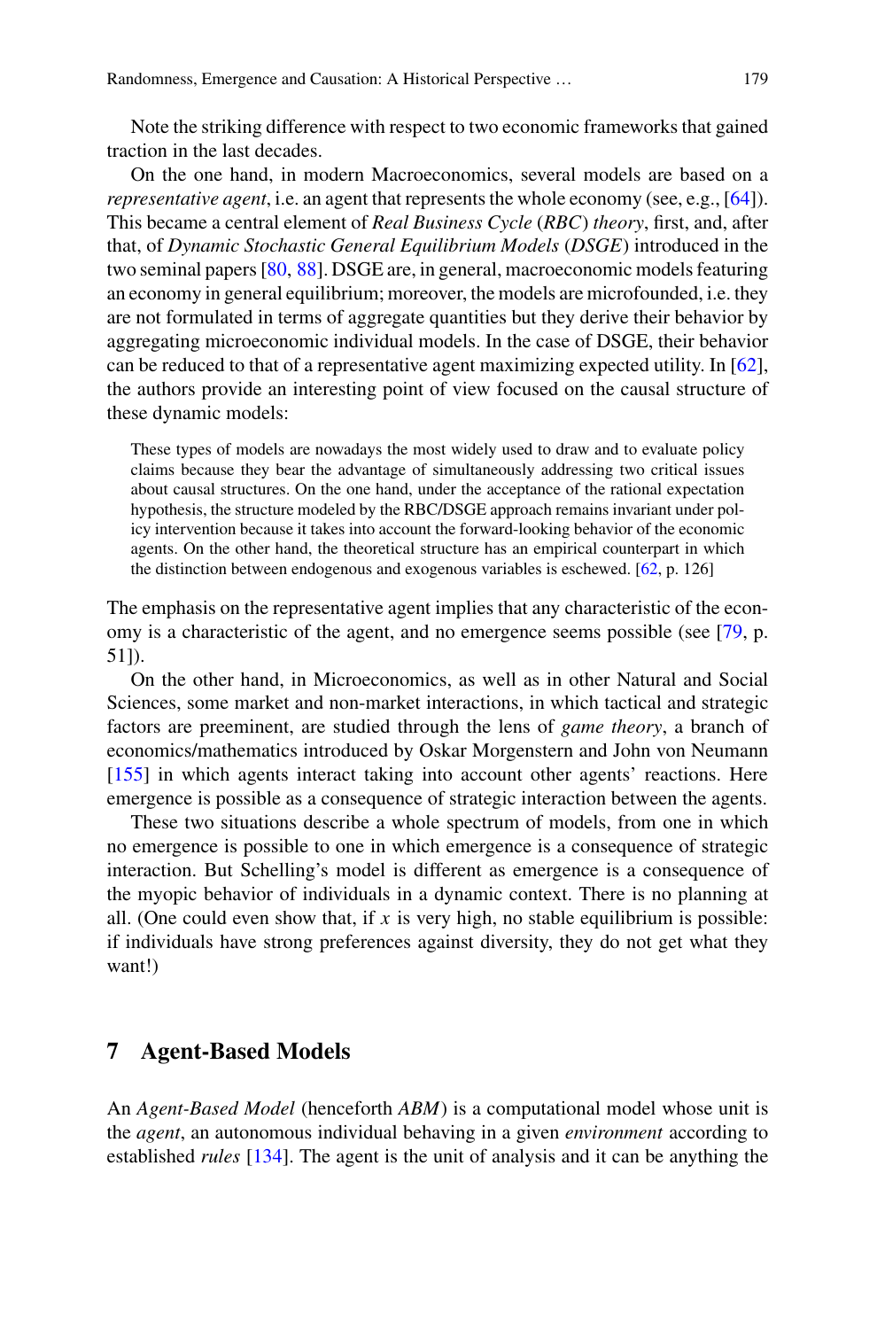Note the striking difference with respect to two economic frameworks that gained traction in the last decades.

On the one hand, in modern Macroeconomics, several models are based on a *representative agent*, i.e. an agent that represents the whole economy (see, e.g., [64]). This became a central element of *Real Business Cycle* (*RBC*) *theory*, first, and, after that, of *Dynamic Stochastic General Equilibrium Models* (*DSGE*) introduced in the two seminal papers [80, 88]. DSGE are, in general, macroeconomic models featuring an economy in general equilibrium; moreover, the models are microfounded, i.e. they are not formulated in terms of aggregate quantities but they derive their behavior by aggregating microeconomic individual models. In the case of DSGE, their behavior can be reduced to that of a representative agent maximizing expected utility. In [62], the authors provide an interesting point of view focused on the causal structure of these dynamic models:

> These types of models are nowadays the most widely used to draw and to evaluate policy claims because they bear the advantage of simultaneously addressing two critical issues about causal structures. On the one hand, under the acceptance of the rational expectation hypothesis, the structure modeled by the RBC/DSGE approach remains invariant under policy intervention because it takes into account the forward-looking behavior of the economic agents. On the other hand, the theoretical structure has an empirical counterpart in which the distinction between endogenous and exogenous variables is eschewed. [62, p. 126]

The emphasis on the representative agent implies that any characteristic of the economy is a characteristic of the agent, and no emergence seems possible (see [79, p. 51]).

On the other hand, in Microeconomics, as well as in other Natural and Social Sciences, some market and non-market interactions, in which tactical and strategic factors are preeminent, are studied through the lens of *game theory*, a branch of economics/mathematics introduced by Oskar Morgenstern and John von Neumann [155] in which agents interact taking into account other agents' reactions. Here emergence is possible as a consequence of strategic interaction between the agents.

These two situations describe a whole spectrum of models, from one in which no emergence is possible to one in which emergence is a consequence of strategic interaction. But Schelling's model is different as emergence is a consequence of the myopic behavior of individuals in a dynamic context. There is no planning at all. (One could even show that, if $x$ is very high, no stable equilibrium is possible: if individuals have strong preferences against diversity, they do not get what they want!)

## 7 Agent-Based Models

An *Agent-Based Model* (henceforth *ABM*) is a computational model whose unit is the *agent*, an autonomous individual behaving in a given *environment* according to established *rules* [134]. The agent is the unit of analysis and it can be anything the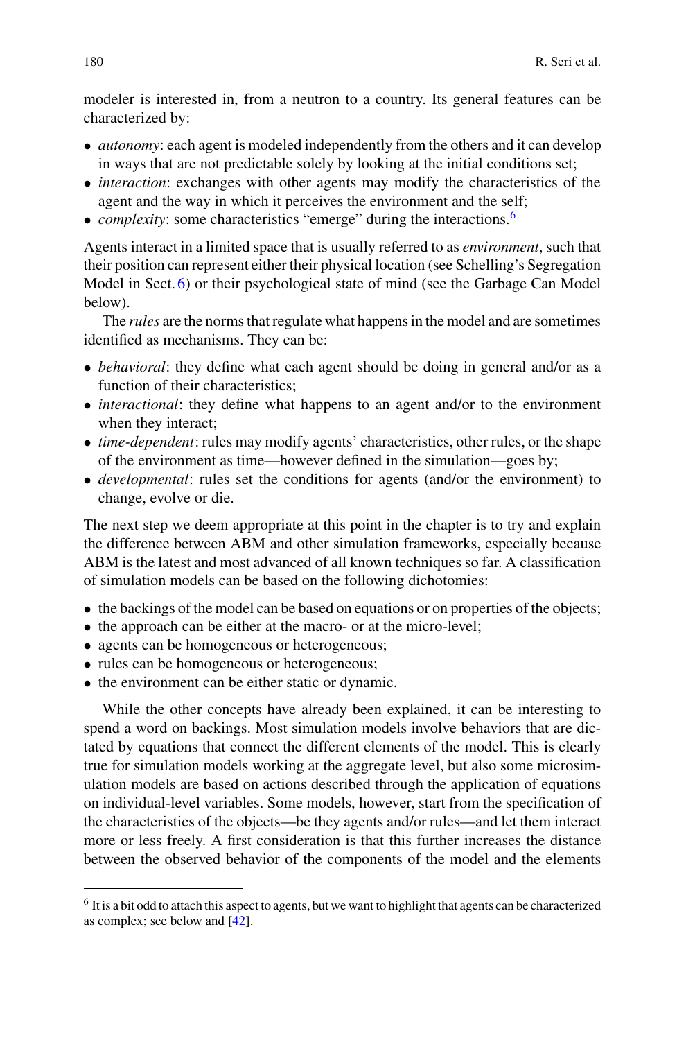modeler is interested in, from a neutron to a country. Its general features can be characterized by:

- *autonomy*: each agent is modeled independently from the others and it can develop in ways that are not predictable solely by looking at the initial conditions set;
- *interaction*: exchanges with other agents may modify the characteristics of the agent and the way in which it perceives the environment and the self;
- *complexity*: some characteristics "emerge" during the interactions.[6]

Agents interact in a limited space that is usually referred to as *environment*, such that their position can represent either their physical location (see Schelling's Segregation Model in Sect. 6) or their psychological state of mind (see the Garbage Can Model below).

The *rules* are the norms that regulate what happens in the model and are sometimes identified as mechanisms. They can be:

- *behavioral*: they define what each agent should be doing in general and/or as a function of their characteristics;
- *interactional*: they define what happens to an agent and/or to the environment when they interact;
- *time-dependent*: rules may modify agents' characteristics, other rules, or the shape of the environment as time—however defined in the simulation—goes by;
- *developmental*: rules set the conditions for agents (and/or the environment) to change, evolve or die.

The next step we deem appropriate at this point in the chapter is to try and explain the difference between ABM and other simulation frameworks, especially because ABM is the latest and most advanced of all known techniques so far. A classification of simulation models can be based on the following dichotomies:

- the backings of the model can be based on equations or on properties of the objects;
- the approach can be either at the macro- or at the micro-level;
- agents can be homogeneous or heterogeneous;
- rules can be homogeneous or heterogeneous;
- the environment can be either static or dynamic.

While the other concepts have already been explained, it can be interesting to spend a word on backings. Most simulation models involve behaviors that are dictated by equations that connect the different elements of the model. This is clearly true for simulation models working at the aggregate level, but also some microsimulation models are based on actions described through the application of equations on individual-level variables. Some models, however, start from the specification of the characteristics of the objects—be they agents and/or rules—and let them interact more or less freely. A first consideration is that this further increases the distance between the observed behavior of the components of the model and the elements

[6] It is a bit odd to attach this aspect to agents, but we want to highlight that agents can be characterized as complex; see below and [42].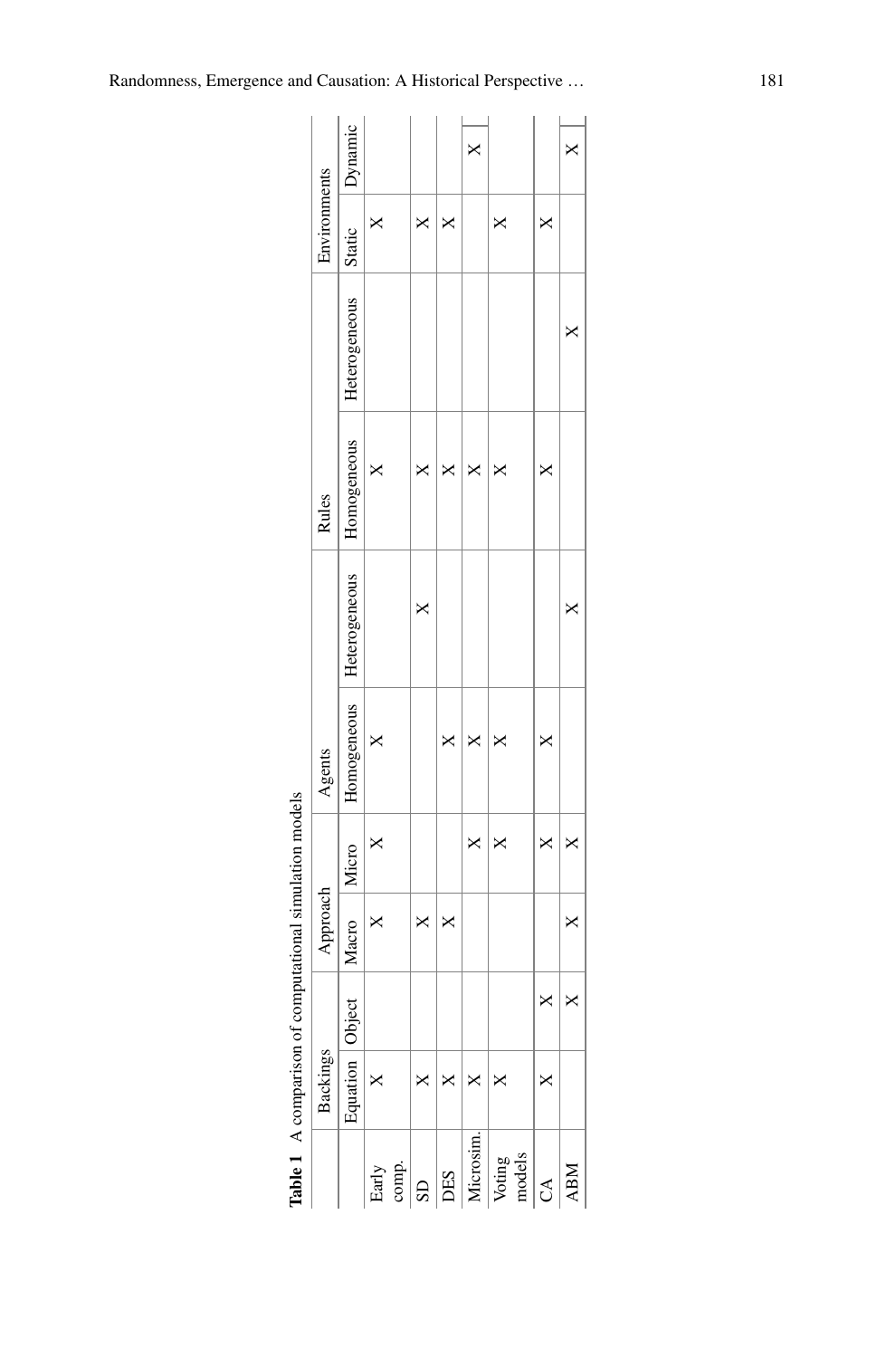**Table 1** A comparison of computational simulation models

| | Backings | | Approach | | Agents | | Rules | | Environments | |
|---|---|---|---|---|---|---|---|---|---|---|
| | Equation | Object | Macro | Micro | Homogeneous | Heterogeneous | Homogeneous | Heterogeneous | Static | Dynamic |
| Early comp. | X | | X | X | X | | X | | X | |
| SD | X | | X | | | X | X | | X | |
| DES | X | | X | | X | | X | | X | |
| Microsim. | X | | | X | X | | X | | | X |
| Voting models | X | | | X | X | | X | | X | |
| CA | X | X | | X | X | | X | | X | |
| ABM | | X | X | X | | X | | X | | X |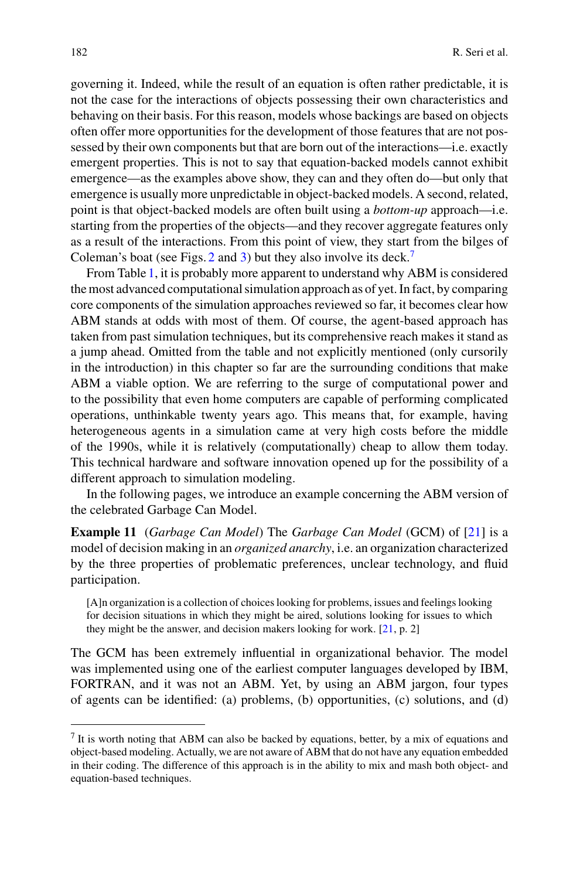governing it. Indeed, while the result of an equation is often rather predictable, it is not the case for the interactions of objects possessing their own characteristics and behaving on their basis. For this reason, models whose backings are based on objects often offer more opportunities for the development of those features that are not possessed by their own components but that are born out of the interactions—i.e. exactly emergent properties. This is not to say that equation-backed models cannot exhibit emergence—as the examples above show, they can and they often do—but only that emergence is usually more unpredictable in object-backed models. A second, related, point is that object-backed models are often built using a *bottom-up* approach—i.e. starting from the properties of the objects—and they recover aggregate features only as a result of the interactions. From this point of view, they start from the bilges of Coleman's boat (see Figs. 2 and 3) but they also involve its deck.[7]

From Table 1, it is probably more apparent to understand why ABM is considered the most advanced computational simulation approach as of yet. In fact, by comparing core components of the simulation approaches reviewed so far, it becomes clear how ABM stands at odds with most of them. Of course, the agent-based approach has taken from past simulation techniques, but its comprehensive reach makes it stand as a jump ahead. Omitted from the table and not explicitly mentioned (only cursorily in the introduction) in this chapter so far are the surrounding conditions that make ABM a viable option. We are referring to the surge of computational power and to the possibility that even home computers are capable of performing complicated operations, unthinkable twenty years ago. This means that, for example, having heterogeneous agents in a simulation came at very high costs before the middle of the 1990s, while it is relatively (computationally) cheap to allow them today. This technical hardware and software innovation opened up for the possibility of a different approach to simulation modeling.

In the following pages, we introduce an example concerning the ABM version of the celebrated Garbage Can Model.

**Example 11** (*Garbage Can Model*) The *Garbage Can Model* (GCM) of [21] is a model of decision making in an *organized anarchy*, i.e. an organization characterized by the three properties of problematic preferences, unclear technology, and fluid participation.

> [A]n organization is a collection of choices looking for problems, issues and feelings looking for decision situations in which they might be aired, solutions looking for issues to which they might be the answer, and decision makers looking for work. [21, p. 2]

The GCM has been extremely influential in organizational behavior. The model was implemented using one of the earliest computer languages developed by IBM, FORTRAN, and it was not an ABM. Yet, by using an ABM jargon, four types of agents can be identified: (a) problems, (b) opportunities, (c) solutions, and (d)

---

[7] It is worth noting that ABM can also be backed by equations, better, by a mix of equations and object-based modeling. Actually, we are not aware of ABM that do not have any equation embedded in their coding. The difference of this approach is in the ability to mix and mash both object- and equation-based techniques.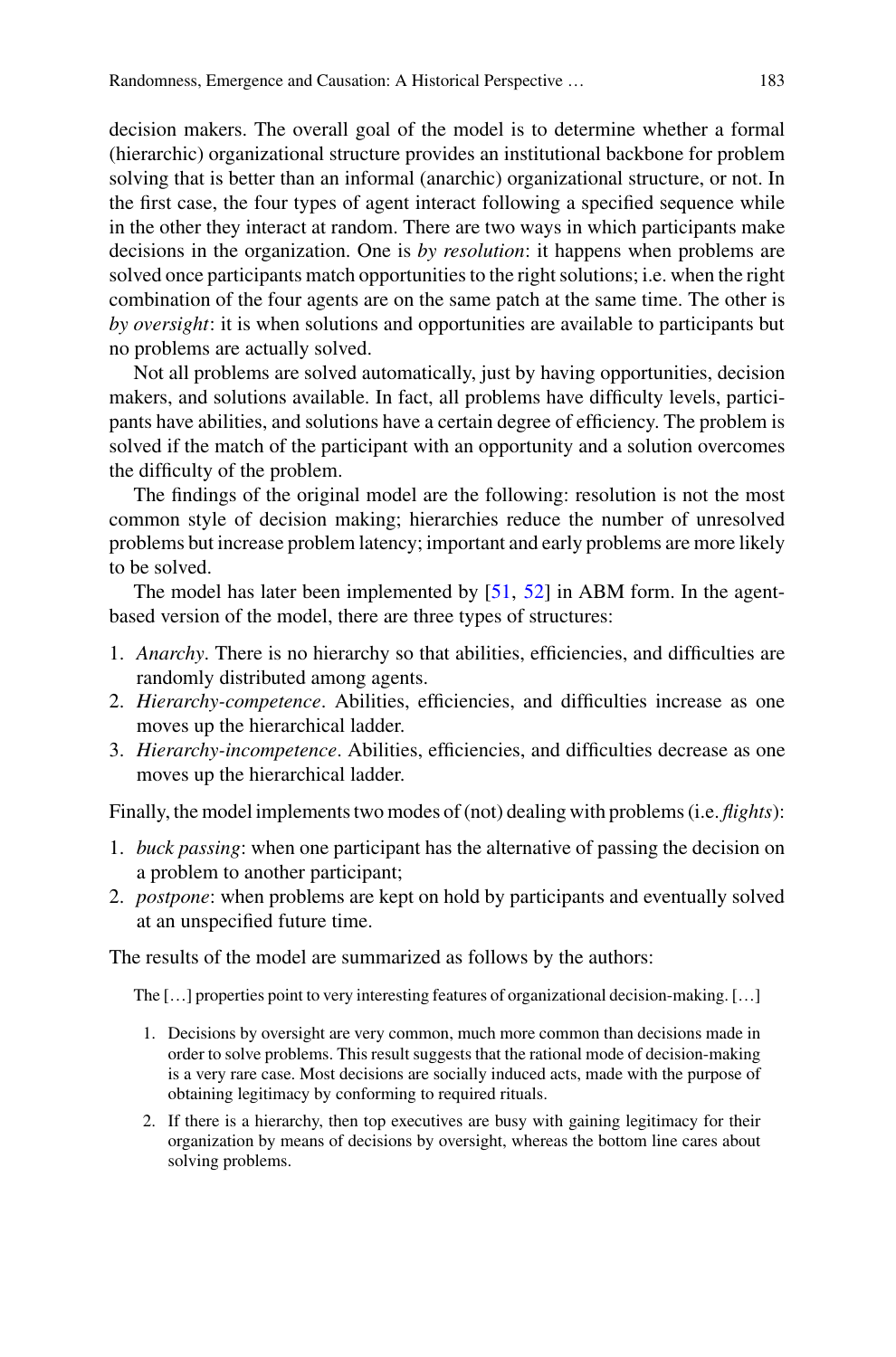decision makers. The overall goal of the model is to determine whether a formal (hierarchic) organizational structure provides an institutional backbone for problem solving that is better than an informal (anarchic) organizational structure, or not. In the first case, the four types of agent interact following a specified sequence while in the other they interact at random. There are two ways in which participants make decisions in the organization. One is *by resolution*: it happens when problems are solved once participants match opportunities to the right solutions; i.e. when the right combination of the four agents are on the same patch at the same time. The other is *by oversight*: it is when solutions and opportunities are available to participants but no problems are actually solved.

Not all problems are solved automatically, just by having opportunities, decision makers, and solutions available. In fact, all problems have difficulty levels, participants have abilities, and solutions have a certain degree of efficiency. The problem is solved if the match of the participant with an opportunity and a solution overcomes the difficulty of the problem.

The findings of the original model are the following: resolution is not the most common style of decision making; hierarchies reduce the number of unresolved problems but increase problem latency; important and early problems are more likely to be solved.

The model has later been implemented by [51, 52] in ABM form. In the agent-based version of the model, there are three types of structures:

1. *Anarchy*. There is no hierarchy so that abilities, efficiencies, and difficulties are randomly distributed among agents.
2. *Hierarchy-competence*. Abilities, efficiencies, and difficulties increase as one moves up the hierarchical ladder.
3. *Hierarchy-incompetence*. Abilities, efficiencies, and difficulties decrease as one moves up the hierarchical ladder.

Finally, the model implements two modes of (not) dealing with problems (i.e. *flights*):

1. *buck passing*: when one participant has the alternative of passing the decision on a problem to another participant;
2. *postpone*: when problems are kept on hold by participants and eventually solved at an unspecified future time.

The results of the model are summarized as follows by the authors:

> The [...] properties point to very interesting features of organizational decision-making. [...]
>
> 1. Decisions by oversight are very common, much more common than decisions made in order to solve problems. This result suggests that the rational mode of decision-making is a very rare case. Most decisions are socially induced acts, made with the purpose of obtaining legitimacy by conforming to required rituals.
> 2. If there is a hierarchy, then top executives are busy with gaining legitimacy for their organization by means of decisions by oversight, whereas the bottom line cares about solving problems.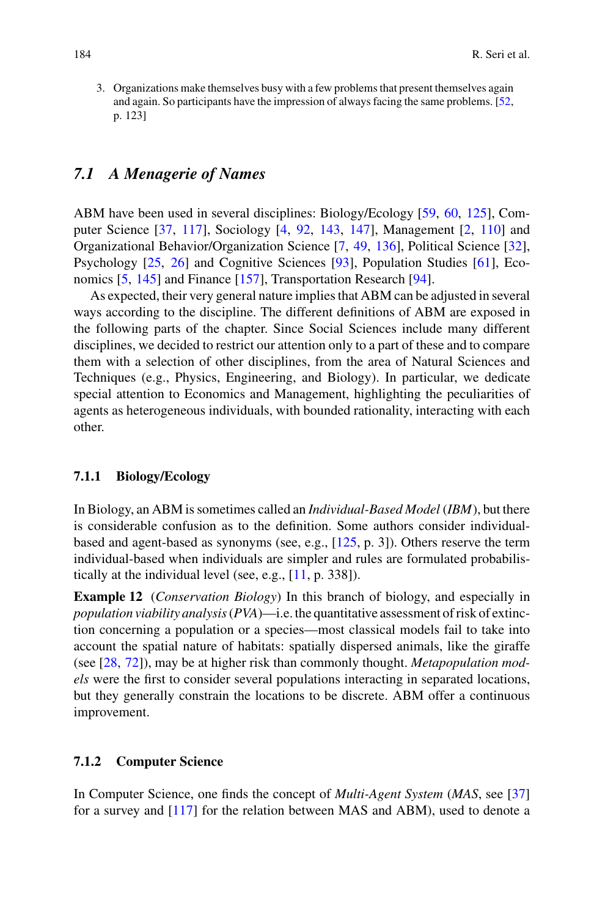3. Organizations make themselves busy with a few problems that present themselves again and again. So participants have the impression of always facing the same problems. [52, p. 123]

## 7.1 A Menagerie of Names

ABM have been used in several disciplines: Biology/Ecology [59, 60, 125], Computer Science [37, 117], Sociology [4, 92, 143, 147], Management [2, 110] and Organizational Behavior/Organization Science [7, 49, 136], Political Science [32], Psychology [25, 26] and Cognitive Sciences [93], Population Studies [61], Economics [5, 145] and Finance [157], Transportation Research [94].

As expected, their very general nature implies that ABM can be adjusted in several ways according to the discipline. The different definitions of ABM are exposed in the following parts of the chapter. Since Social Sciences include many different disciplines, we decided to restrict our attention only to a part of these and to compare them with a selection of other disciplines, from the area of Natural Sciences and Techniques (e.g., Physics, Engineering, and Biology). In particular, we dedicate special attention to Economics and Management, highlighting the peculiarities of agents as heterogeneous individuals, with bounded rationality, interacting with each other.

### 7.1.1 Biology/Ecology

In Biology, an ABM is sometimes called an *Individual-Based Model* (*IBM*), but there is considerable confusion as to the definition. Some authors consider individual-based and agent-based as synonyms (see, e.g., [125, p. 3]). Others reserve the term individual-based when individuals are simpler and rules are formulated probabilistically at the individual level (see, e.g., [11, p. 338]).

**Example 12** (*Conservation Biology*) In this branch of biology, and especially in *population viability analysis* (*PVA*)—i.e. the quantitative assessment of risk of extinction concerning a population or a species—most classical models fail to take into account the spatial nature of habitats: spatially dispersed animals, like the giraffe (see [28, 72]), may be at higher risk than commonly thought. *Metapopulation models* were the first to consider several populations interacting in separated locations, but they generally constrain the locations to be discrete. ABM offer a continuous improvement.

### 7.1.2 Computer Science

In Computer Science, one finds the concept of *Multi-Agent System* (*MAS*, see [37] for a survey and [117] for the relation between MAS and ABM), used to denote a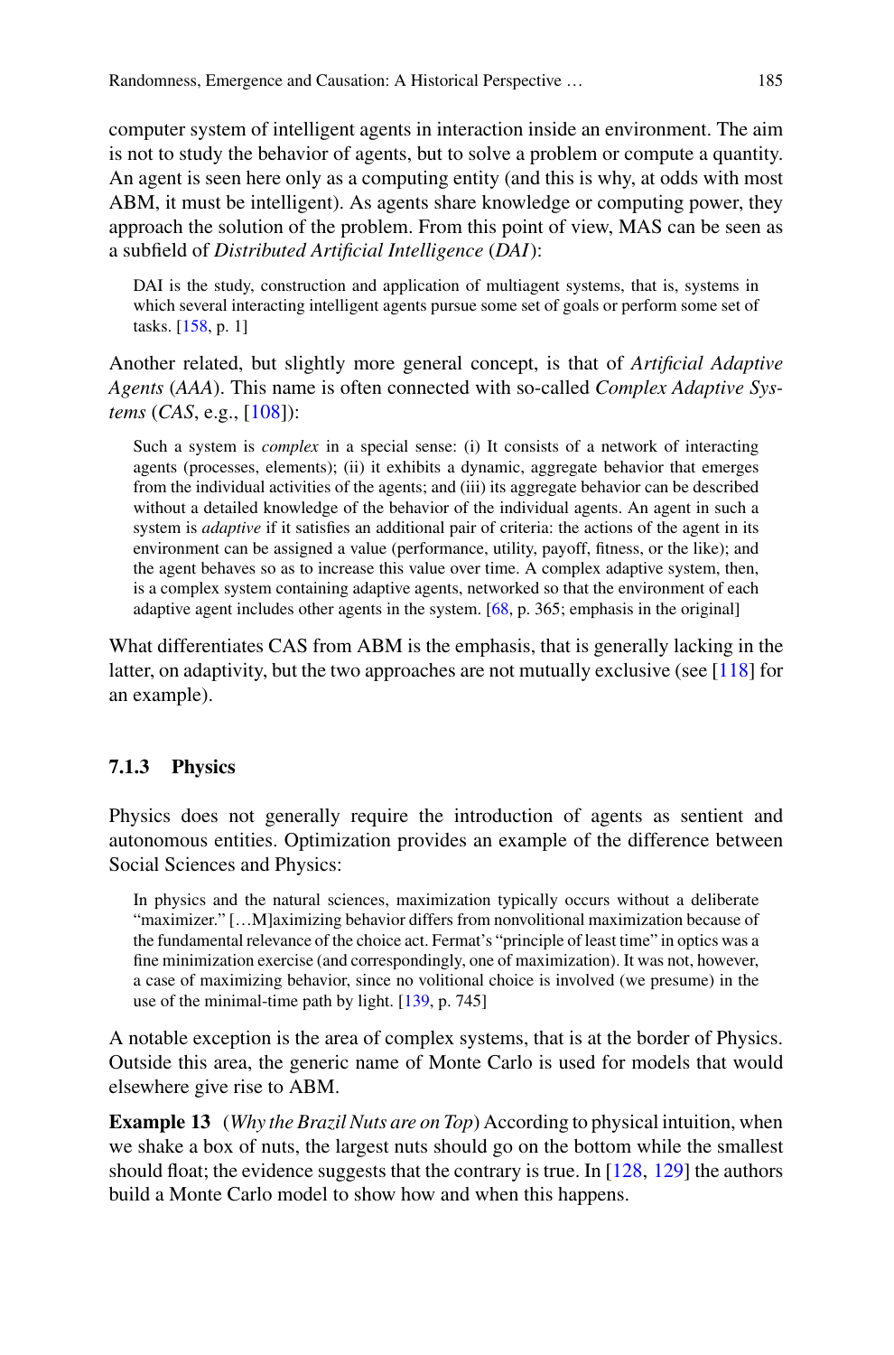computer system of intelligent agents in interaction inside an environment. The aim is not to study the behavior of agents, but to solve a problem or compute a quantity. An agent is seen here only as a computing entity (and this is why, at odds with most ABM, it must be intelligent). As agents share knowledge or computing power, they approach the solution of the problem. From this point of view, MAS can be seen as a subfield of *Distributed Artificial Intelligence* (*DAI*):

> DAI is the study, construction and application of multiagent systems, that is, systems in which several interacting intelligent agents pursue some set of goals or perform some set of tasks. [158, p. 1]

Another related, but slightly more general concept, is that of *Artificial Adaptive Agents* (*AAA*). This name is often connected with so-called *Complex Adaptive Systems* (*CAS*, e.g., [108]):

> Such a system is *complex* in a special sense: (i) It consists of a network of interacting agents (processes, elements); (ii) it exhibits a dynamic, aggregate behavior that emerges from the individual activities of the agents; and (iii) its aggregate behavior can be described without a detailed knowledge of the behavior of the individual agents. An agent in such a system is *adaptive* if it satisfies an additional pair of criteria: the actions of the agent in its environment can be assigned a value (performance, utility, payoff, fitness, or the like); and the agent behaves so as to increase this value over time. A complex adaptive system, then, is a complex system containing adaptive agents, networked so that the environment of each adaptive agent includes other agents in the system. [68, p. 365; emphasis in the original]

What differentiates CAS from ABM is the emphasis, that is generally lacking in the latter, on adaptivity, but the two approaches are not mutually exclusive (see [118] for an example).

### 7.1.3 Physics

Physics does not generally require the introduction of agents as sentient and autonomous entities. Optimization provides an example of the difference between Social Sciences and Physics:

> In physics and the natural sciences, maximization typically occurs without a deliberate "maximizer." […M]aximizing behavior differs from nonvolitional maximization because of the fundamental relevance of the choice act. Fermat's "principle of least time" in optics was a fine minimization exercise (and correspondingly, one of maximization). It was not, however, a case of maximizing behavior, since no volitional choice is involved (we presume) in the use of the minimal-time path by light. [139, p. 745]

A notable exception is the area of complex systems, that is at the border of Physics. Outside this area, the generic name of Monte Carlo is used for models that would elsewhere give rise to ABM.

**Example 13** (*Why the Brazil Nuts are on Top*) According to physical intuition, when we shake a box of nuts, the largest nuts should go on the bottom while the smallest should float; the evidence suggests that the contrary is true. In [128, 129] the authors build a Monte Carlo model to show how and when this happens.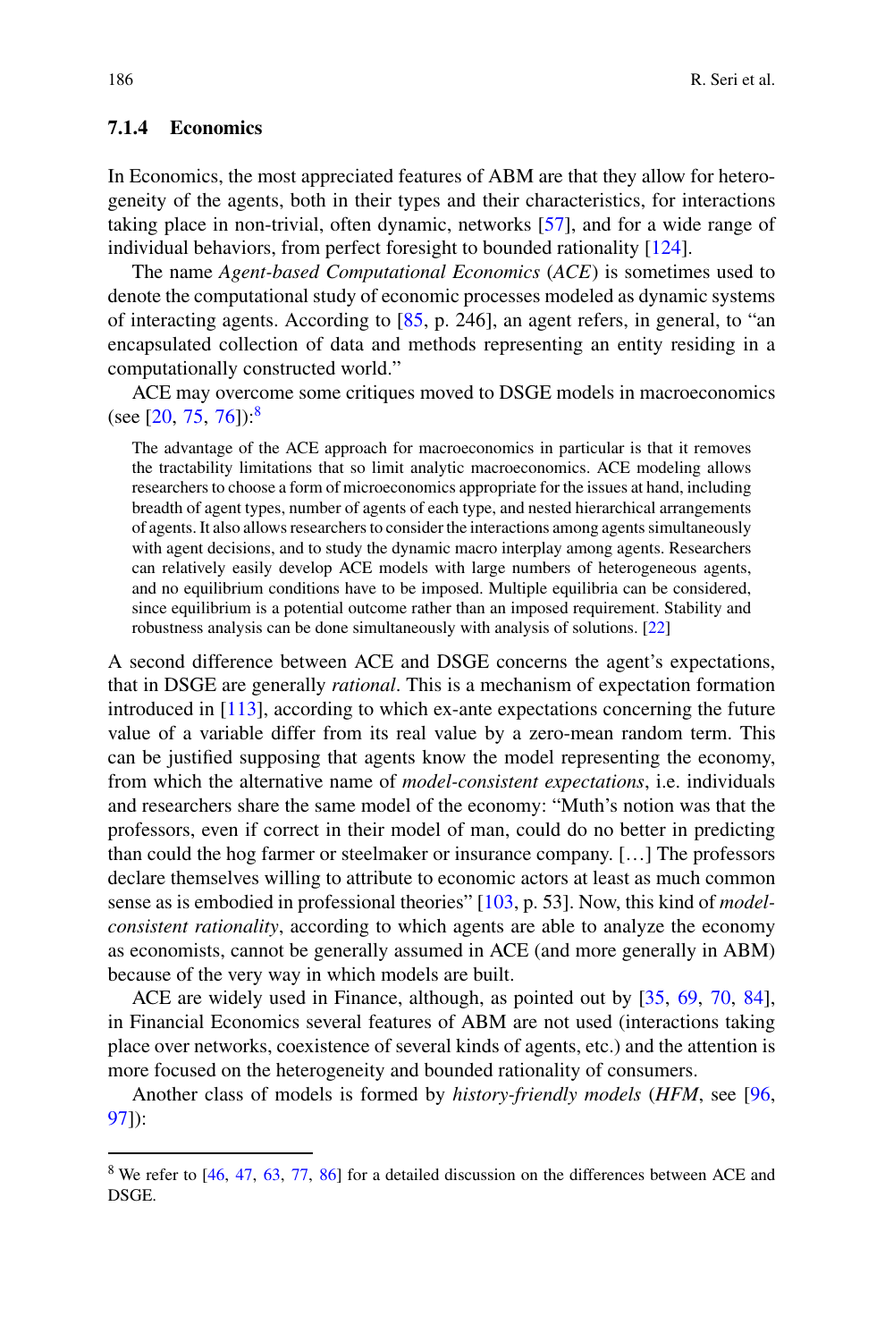### 7.1.4 Economics

In Economics, the most appreciated features of ABM are that they allow for heterogeneity of the agents, both in their types and their characteristics, for interactions taking place in non-trivial, often dynamic, networks [57], and for a wide range of individual behaviors, from perfect foresight to bounded rationality [124].

The name *Agent-based Computational Economics* (*ACE*) is sometimes used to denote the computational study of economic processes modeled as dynamic systems of interacting agents. According to [85, p. 246], an agent refers, in general, to "an encapsulated collection of data and methods representing an entity residing in a computationally constructed world."

ACE may overcome some critiques moved to DSGE models in macroeconomics (see [20, 75, 76]):[8]

> The advantage of the ACE approach for macroeconomics in particular is that it removes the tractability limitations that so limit analytic macroeconomics. ACE modeling allows researchers to choose a form of microeconomics appropriate for the issues at hand, including breadth of agent types, number of agents of each type, and nested hierarchical arrangements of agents. It also allows researchers to consider the interactions among agents simultaneously with agent decisions, and to study the dynamic macro interplay among agents. Researchers can relatively easily develop ACE models with large numbers of heterogeneous agents, and no equilibrium conditions have to be imposed. Multiple equilibria can be considered, since equilibrium is a potential outcome rather than an imposed requirement. Stability and robustness analysis can be done simultaneously with analysis of solutions. [22]

A second difference between ACE and DSGE concerns the agent's expectations, that in DSGE are generally *rational*. This is a mechanism of expectation formation introduced in [113], according to which ex-ante expectations concerning the future value of a variable differ from its real value by a zero-mean random term. This can be justified supposing that agents know the model representing the economy, from which the alternative name of *model-consistent expectations*, i.e. individuals and researchers share the same model of the economy: "Muth's notion was that the professors, even if correct in their model of man, could do no better in predicting than could the hog farmer or steelmaker or insurance company. [...] The professors declare themselves willing to attribute to economic actors at least as much common sense as is embodied in professional theories" [103, p. 53]. Now, this kind of *model-consistent rationality*, according to which agents are able to analyze the economy as economists, cannot be generally assumed in ACE (and more generally in ABM) because of the very way in which models are built.

ACE are widely used in Finance, although, as pointed out by [35, 69, 70, 84], in Financial Economics several features of ABM are not used (interactions taking place over networks, coexistence of several kinds of agents, etc.) and the attention is more focused on the heterogeneity and bounded rationality of consumers.

Another class of models is formed by *history-friendly models* (*HFM*, see [96, 97]):

---

[8] We refer to [46, 47, 63, 77, 86] for a detailed discussion on the differences between ACE and DSGE.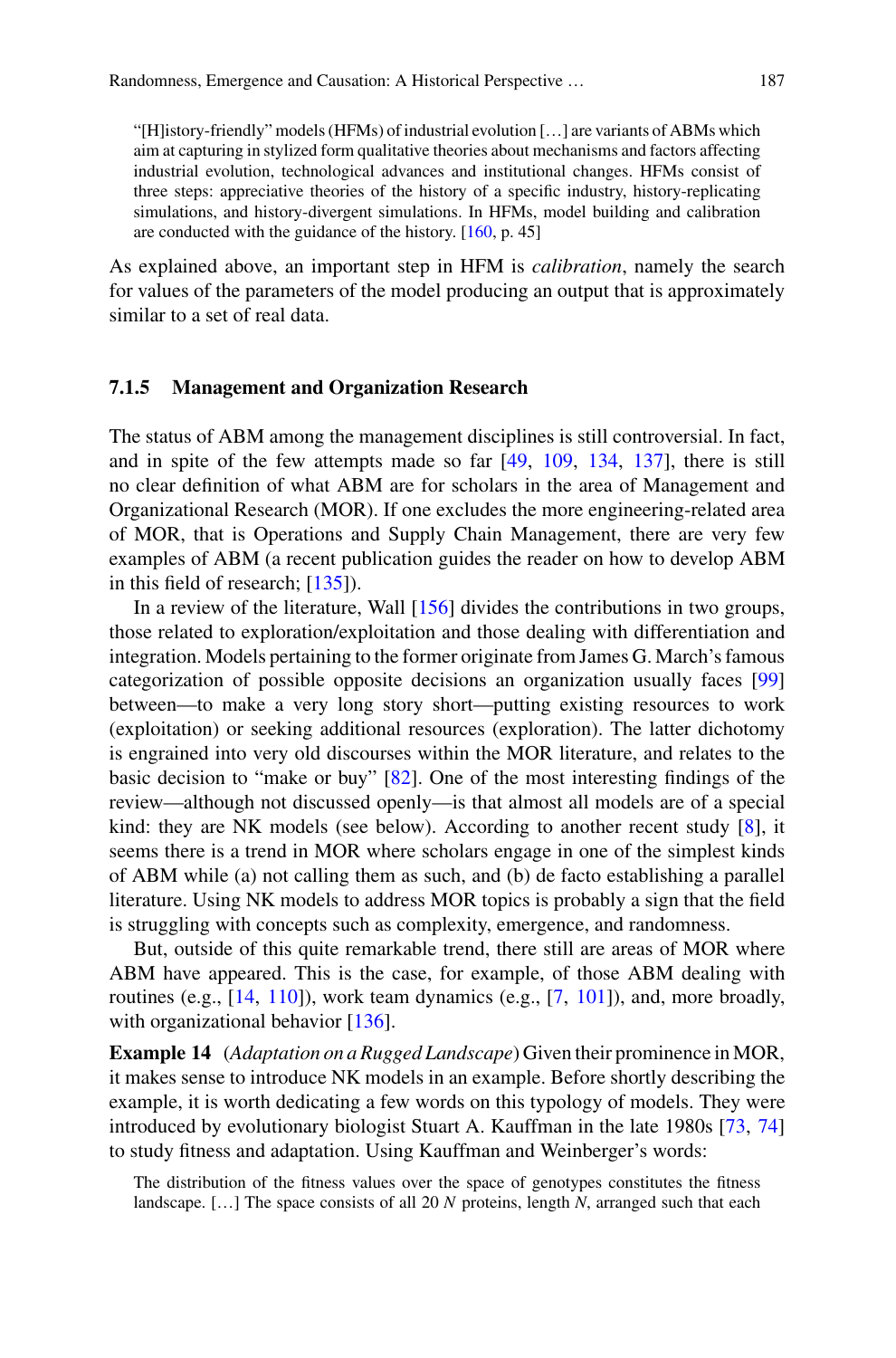> "[H]istory-friendly" models (HFMs) of industrial evolution [...] are variants of ABMs which aim at capturing in stylized form qualitative theories about mechanisms and factors affecting industrial evolution, technological advances and institutional changes. HFMs consist of three steps: appreciative theories of the history of a specific industry, history-replicating simulations, and history-divergent simulations. In HFMs, model building and calibration are conducted with the guidance of the history. [160, p. 45]

As explained above, an important step in HFM is *calibration*, namely the search for values of the parameters of the model producing an output that is approximately similar to a set of real data.

### 7.1.5 Management and Organization Research

The status of ABM among the management disciplines is still controversial. In fact, and in spite of the few attempts made so far [49, 109, 134, 137], there is still no clear definition of what ABM are for scholars in the area of Management and Organizational Research (MOR). If one excludes the more engineering-related area of MOR, that is Operations and Supply Chain Management, there are very few examples of ABM (a recent publication guides the reader on how to develop ABM in this field of research; [135]).

In a review of the literature, Wall [156] divides the contributions in two groups, those related to exploration/exploitation and those dealing with differentiation and integration. Models pertaining to the former originate from James G. March's famous categorization of possible opposite decisions an organization usually faces [99] between—to make a very long story short—putting existing resources to work (exploitation) or seeking additional resources (exploration). The latter dichotomy is engrained into very old discourses within the MOR literature, and relates to the basic decision to "make or buy" [82]. One of the most interesting findings of the review—although not discussed openly—is that almost all models are of a special kind: they are NK models (see below). According to another recent study [8], it seems there is a trend in MOR where scholars engage in one of the simplest kinds of ABM while (a) not calling them as such, and (b) de facto establishing a parallel literature. Using NK models to address MOR topics is probably a sign that the field is struggling with concepts such as complexity, emergence, and randomness.

But, outside of this quite remarkable trend, there still are areas of MOR where ABM have appeared. This is the case, for example, of those ABM dealing with routines (e.g., [14, 110]), work team dynamics (e.g., [7, 101]), and, more broadly, with organizational behavior [136].

**Example 14** (*Adaptation on a Rugged Landscape*) Given their prominence in MOR, it makes sense to introduce NK models in an example. Before shortly describing the example, it is worth dedicating a few words on this typology of models. They were introduced by evolutionary biologist Stuart A. Kauffman in the late 1980s [73, 74] to study fitness and adaptation. Using Kauffman and Weinberger's words:

> The distribution of the fitness values over the space of genotypes constitutes the fitness landscape. [...] The space consists of all 20 $N$ proteins, length $N$, arranged such that each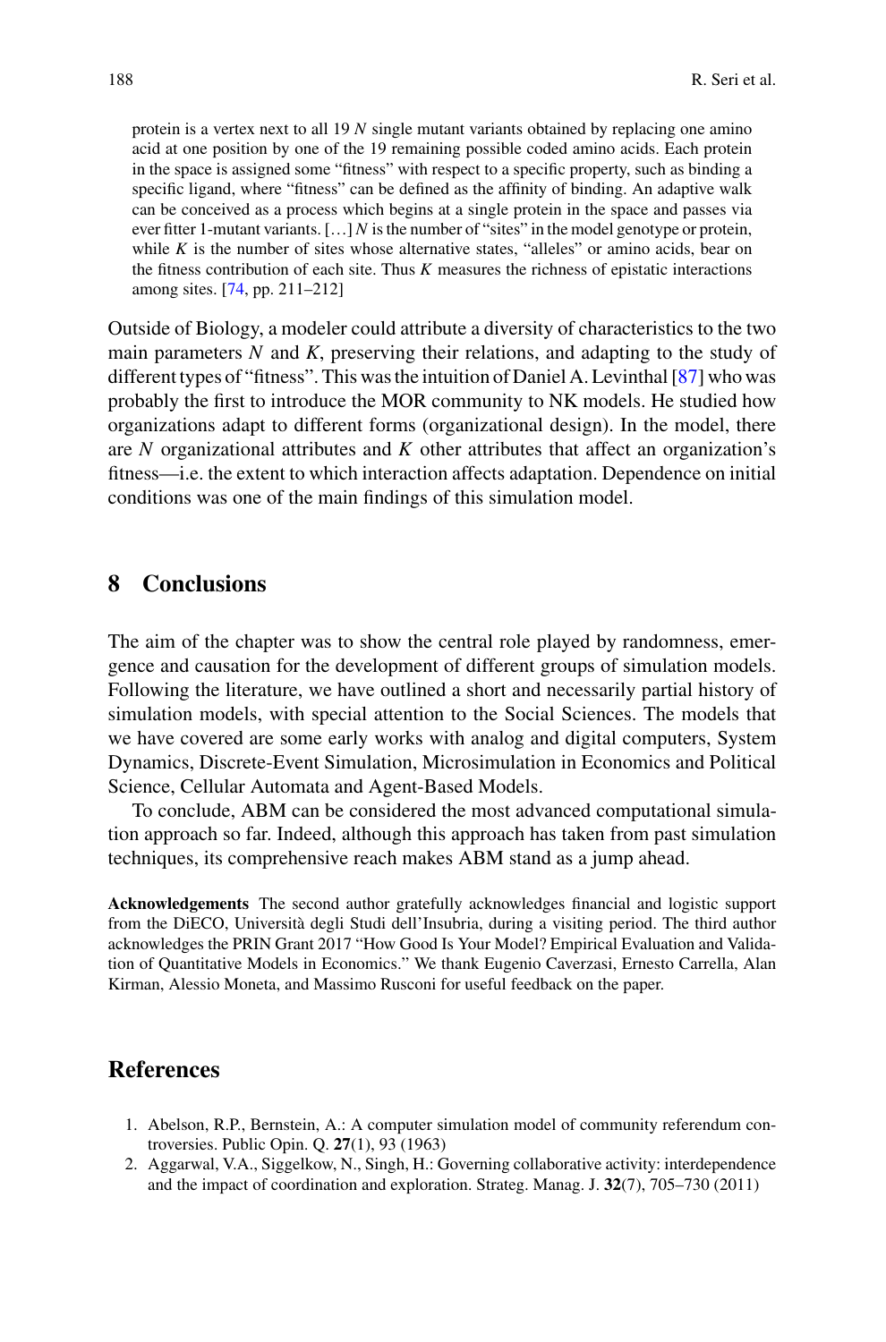protein is a vertex next to all 19 *N* single mutant variants obtained by replacing one amino acid at one position by one of the 19 remaining possible coded amino acids. Each protein in the space is assigned some "fitness" with respect to a specific property, such as binding a specific ligand, where "fitness" can be defined as the affinity of binding. An adaptive walk can be conceived as a process which begins at a single protein in the space and passes via ever fitter 1-mutant variants. [...] *N* is the number of "sites" in the model genotype or protein, while *K* is the number of sites whose alternative states, "alleles" or amino acids, bear on the fitness contribution of each site. Thus *K* measures the richness of epistatic interactions among sites. [74, pp. 211–212]

Outside of Biology, a modeler could attribute a diversity of characteristics to the two main parameters *N* and *K*, preserving their relations, and adapting to the study of different types of "fitness". This was the intuition of Daniel A. Levinthal [87] who was probably the first to introduce the MOR community to NK models. He studied how organizations adapt to different forms (organizational design). In the model, there are *N* organizational attributes and *K* other attributes that affect an organization's fitness—i.e. the extent to which interaction affects adaptation. Dependence on initial conditions was one of the main findings of this simulation model.

## 8 Conclusions

The aim of the chapter was to show the central role played by randomness, emergence and causation for the development of different groups of simulation models. Following the literature, we have outlined a short and necessarily partial history of simulation models, with special attention to the Social Sciences. The models that we have covered are some early works with analog and digital computers, System Dynamics, Discrete-Event Simulation, Microsimulation in Economics and Political Science, Cellular Automata and Agent-Based Models.

To conclude, ABM can be considered the most advanced computational simulation approach so far. Indeed, although this approach has taken from past simulation techniques, its comprehensive reach makes ABM stand as a jump ahead.

**Acknowledgements** The second author gratefully acknowledges financial and logistic support from the DiECO, Università degli Studi dell'Insubria, during a visiting period. The third author acknowledges the PRIN Grant 2017 "How Good Is Your Model? Empirical Evaluation and Validation of Quantitative Models in Economics." We thank Eugenio Caverzasi, Ernesto Carrella, Alan Kirman, Alessio Moneta, and Massimo Rusconi for useful feedback on the paper.

## References

1. Abelson, R.P., Bernstein, A.: A computer simulation model of community referendum controversies. Public Opin. Q. **27**(1), 93 (1963)
2. Aggarwal, V.A., Siggelkow, N., Singh, H.: Governing collaborative activity: interdependence and the impact of coordination and exploration. Strateg. Manag. J. **32**(7), 705–730 (2011)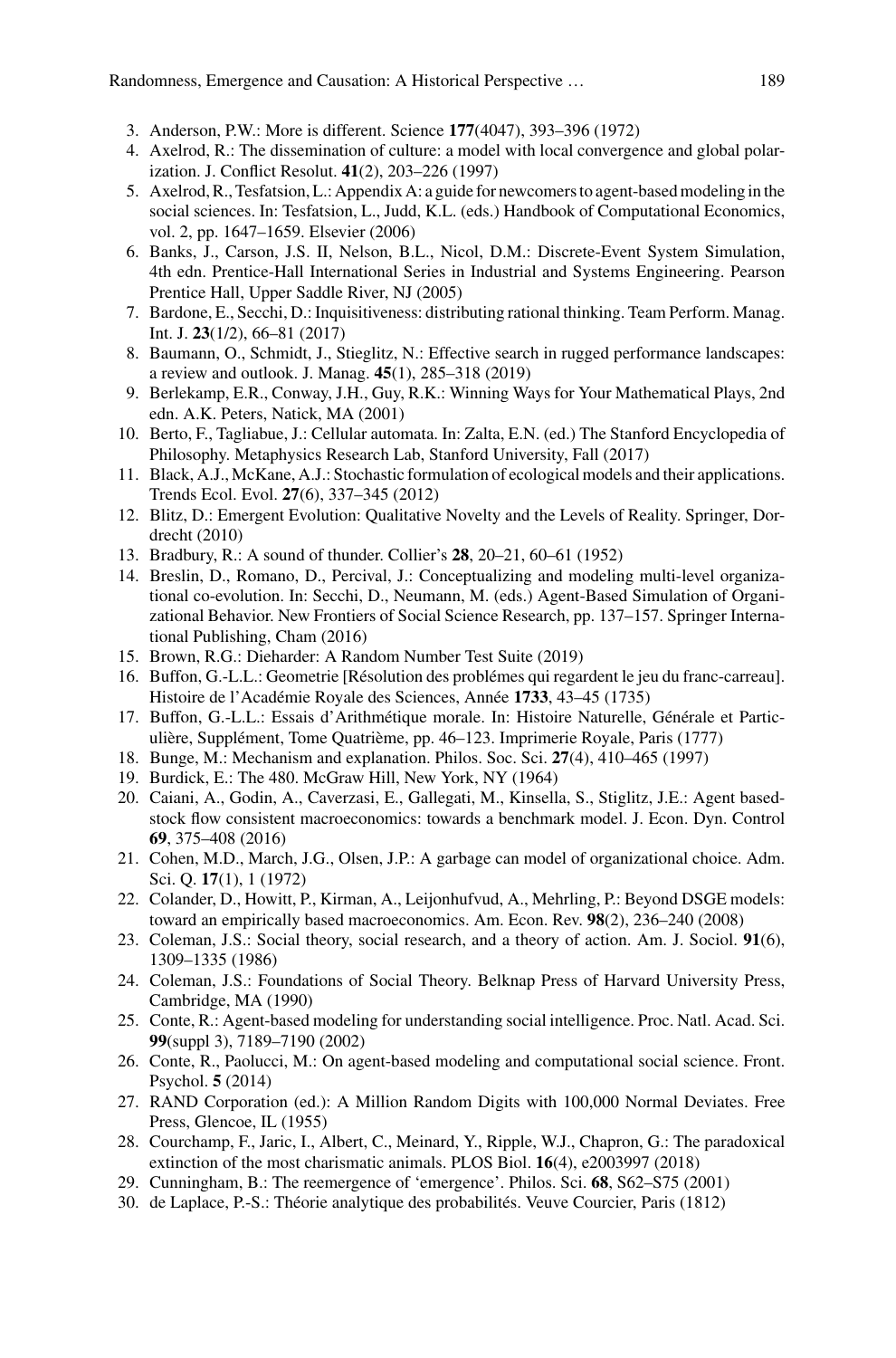3. Anderson, P.W.: More is different. Science **177**(4047), 393–396 (1972)
4. Axelrod, R.: The dissemination of culture: a model with local convergence and global polarization. J. Conflict Resolut. **41**(2), 203–226 (1997)
5. Axelrod, R., Tesfatsion, L.: Appendix A: a guide for newcomers to agent-based modeling in the social sciences. In: Tesfatsion, L., Judd, K.L. (eds.) Handbook of Computational Economics, vol. 2, pp. 1647–1659. Elsevier (2006)
6. Banks, J., Carson, J.S. II, Nelson, B.L., Nicol, D.M.: Discrete-Event System Simulation, 4th edn. Prentice-Hall International Series in Industrial and Systems Engineering. Pearson Prentice Hall, Upper Saddle River, NJ (2005)
7. Bardone, E., Secchi, D.: Inquisitiveness: distributing rational thinking. Team Perform. Manag. Int. J. **23**(1/2), 66–81 (2017)
8. Baumann, O., Schmidt, J., Stieglitz, N.: Effective search in rugged performance landscapes: a review and outlook. J. Manag. **45**(1), 285–318 (2019)
9. Berlekamp, E.R., Conway, J.H., Guy, R.K.: Winning Ways for Your Mathematical Plays, 2nd edn. A.K. Peters, Natick, MA (2001)
10. Berto, F., Tagliabue, J.: Cellular automata. In: Zalta, E.N. (ed.) The Stanford Encyclopedia of Philosophy. Metaphysics Research Lab, Stanford University, Fall (2017)
11. Black, A.J., McKane, A.J.: Stochastic formulation of ecological models and their applications. Trends Ecol. Evol. **27**(6), 337–345 (2012)
12. Blitz, D.: Emergent Evolution: Qualitative Novelty and the Levels of Reality. Springer, Dordrecht (2010)
13. Bradbury, R.: A sound of thunder. Collier's **28**, 20–21, 60–61 (1952)
14. Breslin, D., Romano, D., Percival, J.: Conceptualizing and modeling multi-level organizational co-evolution. In: Secchi, D., Neumann, M. (eds.) Agent-Based Simulation of Organizational Behavior. New Frontiers of Social Science Research, pp. 137–157. Springer International Publishing, Cham (2016)
15. Brown, R.G.: Dieharder: A Random Number Test Suite (2019)
16. Buffon, G.-L.L.: Geometrie [Résolution des problémes qui regardent le jeu du franc-carreau]. Histoire de l'Académie Royale des Sciences, Année **1733**, 43–45 (1735)
17. Buffon, G.-L.L.: Essais d'Arithmétique morale. In: Histoire Naturelle, Générale et Particulière, Supplément, Tome Quatrième, pp. 46–123. Imprimerie Royale, Paris (1777)
18. Bunge, M.: Mechanism and explanation. Philos. Soc. Sci. **27**(4), 410–465 (1997)
19. Burdick, E.: The 480. McGraw Hill, New York, NY (1964)
20. Caiani, A., Godin, A., Caverzasi, E., Gallegati, M., Kinsella, S., Stiglitz, J.E.: Agent based-stock flow consistent macroeconomics: towards a benchmark model. J. Econ. Dyn. Control **69**, 375–408 (2016)
21. Cohen, M.D., March, J.G., Olsen, J.P.: A garbage can model of organizational choice. Adm. Sci. Q. **17**(1), 1 (1972)
22. Colander, D., Howitt, P., Kirman, A., Leijonhufvud, A., Mehrling, P.: Beyond DSGE models: toward an empirically based macroeconomics. Am. Econ. Rev. **98**(2), 236–240 (2008)
23. Coleman, J.S.: Social theory, social research, and a theory of action. Am. J. Sociol. **91**(6), 1309–1335 (1986)
24. Coleman, J.S.: Foundations of Social Theory. Belknap Press of Harvard University Press, Cambridge, MA (1990)
25. Conte, R.: Agent-based modeling for understanding social intelligence. Proc. Natl. Acad. Sci. **99**(suppl 3), 7189–7190 (2002)
26. Conte, R., Paolucci, M.: On agent-based modeling and computational social science. Front. Psychol. **5** (2014)
27. RAND Corporation (ed.): A Million Random Digits with 100,000 Normal Deviates. Free Press, Glencoe, IL (1955)
28. Courchamp, F., Jaric, I., Albert, C., Meinard, Y., Ripple, W.J., Chapron, G.: The paradoxical extinction of the most charismatic animals. PLOS Biol. **16**(4), e2003997 (2018)
29. Cunningham, B.: The reemergence of 'emergence'. Philos. Sci. **68**, S62–S75 (2001)
30. de Laplace, P.-S.: Théorie analytique des probabilités. Veuve Courcier, Paris (1812)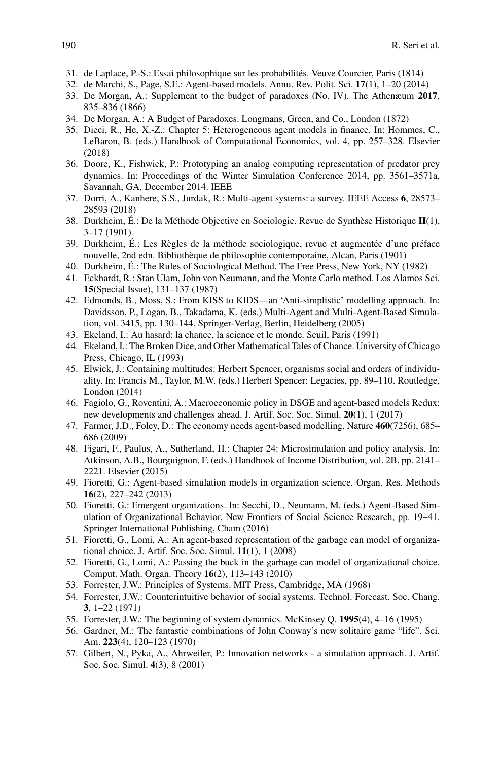31. de Laplace, P.-S.: Essai philosophique sur les probabilités. Veuve Courcier, Paris (1814)
32. de Marchi, S., Page, S.E.: Agent-based models. Annu. Rev. Polit. Sci. **17**(1), 1–20 (2014)
33. De Morgan, A.: Supplement to the budget of paradoxes (No. IV). The Athenæum **2017**, 835–836 (1866)
34. De Morgan, A.: A Budget of Paradoxes. Longmans, Green, and Co., London (1872)
35. Dieci, R., He, X.-Z.: Chapter 5: Heterogeneous agent models in finance. In: Hommes, C., LeBaron, B. (eds.) Handbook of Computational Economics, vol. 4, pp. 257–328. Elsevier (2018)
36. Doore, K., Fishwick, P.: Prototyping an analog computing representation of predator prey dynamics. In: Proceedings of the Winter Simulation Conference 2014, pp. 3561–3571a, Savannah, GA, December 2014. IEEE
37. Dorri, A., Kanhere, S.S., Jurdak, R.: Multi-agent systems: a survey. IEEE Access **6**, 28573–28593 (2018)
38. Durkheim, É.: De la Méthode Objective en Sociologie. Revue de Synthèse Historique **II**(1), 3–17 (1901)
39. Durkheim, É.: Les Règles de la méthode sociologique, revue et augmentée d'une préface nouvelle, 2nd edn. Bibliothèque de philosophie contemporaine, Alcan, Paris (1901)
40. Durkheim, É.: The Rules of Sociological Method. The Free Press, New York, NY (1982)
41. Eckhardt, R.: Stan Ulam, John von Neumann, and the Monte Carlo method. Los Alamos Sci. **15**(Special Issue), 131–137 (1987)
42. Edmonds, B., Moss, S.: From KISS to KIDS—an 'Anti-simplistic' modelling approach. In: Davidsson, P., Logan, B., Takadama, K. (eds.) Multi-Agent and Multi-Agent-Based Simulation, vol. 3415, pp. 130–144. Springer-Verlag, Berlin, Heidelberg (2005)
43. Ekeland, I.: Au hasard: la chance, la science et le monde. Seuil, Paris (1991)
44. Ekeland, I.: The Broken Dice, and Other Mathematical Tales of Chance. University of Chicago Press, Chicago, IL (1993)
45. Elwick, J.: Containing multitudes: Herbert Spencer, organisms social and orders of individuality. In: Francis M., Taylor, M.W. (eds.) Herbert Spencer: Legacies, pp. 89–110. Routledge, London (2014)
46. Fagiolo, G., Roventini, A.: Macroeconomic policy in DSGE and agent-based models Redux: new developments and challenges ahead. J. Artif. Soc. Soc. Simul. **20**(1), 1 (2017)
47. Farmer, J.D., Foley, D.: The economy needs agent-based modelling. Nature **460**(7256), 685–686 (2009)
48. Figari, F., Paulus, A., Sutherland, H.: Chapter 24: Microsimulation and policy analysis. In: Atkinson, A.B., Bourguignon, F. (eds.) Handbook of Income Distribution, vol. 2B, pp. 2141–2221. Elsevier (2015)
49. Fioretti, G.: Agent-based simulation models in organization science. Organ. Res. Methods **16**(2), 227–242 (2013)
50. Fioretti, G.: Emergent organizations. In: Secchi, D., Neumann, M. (eds.) Agent-Based Simulation of Organizational Behavior. New Frontiers of Social Science Research, pp. 19–41. Springer International Publishing, Cham (2016)
51. Fioretti, G., Lomi, A.: An agent-based representation of the garbage can model of organizational choice. J. Artif. Soc. Soc. Simul. **11**(1), 1 (2008)
52. Fioretti, G., Lomi, A.: Passing the buck in the garbage can model of organizational choice. Comput. Math. Organ. Theory **16**(2), 113–143 (2010)
53. Forrester, J.W.: Principles of Systems. MIT Press, Cambridge, MA (1968)
54. Forrester, J.W.: Counterintuitive behavior of social systems. Technol. Forecast. Soc. Chang. **3**, 1–22 (1971)
55. Forrester, J.W.: The beginning of system dynamics. McKinsey Q. **1995**(4), 4–16 (1995)
56. Gardner, M.: The fantastic combinations of John Conway's new solitaire game "life". Sci. Am. **223**(4), 120–123 (1970)
57. Gilbert, N., Pyka, A., Ahrweiler, P.: Innovation networks - a simulation approach. J. Artif. Soc. Soc. Simul. **4**(3), 8 (2001)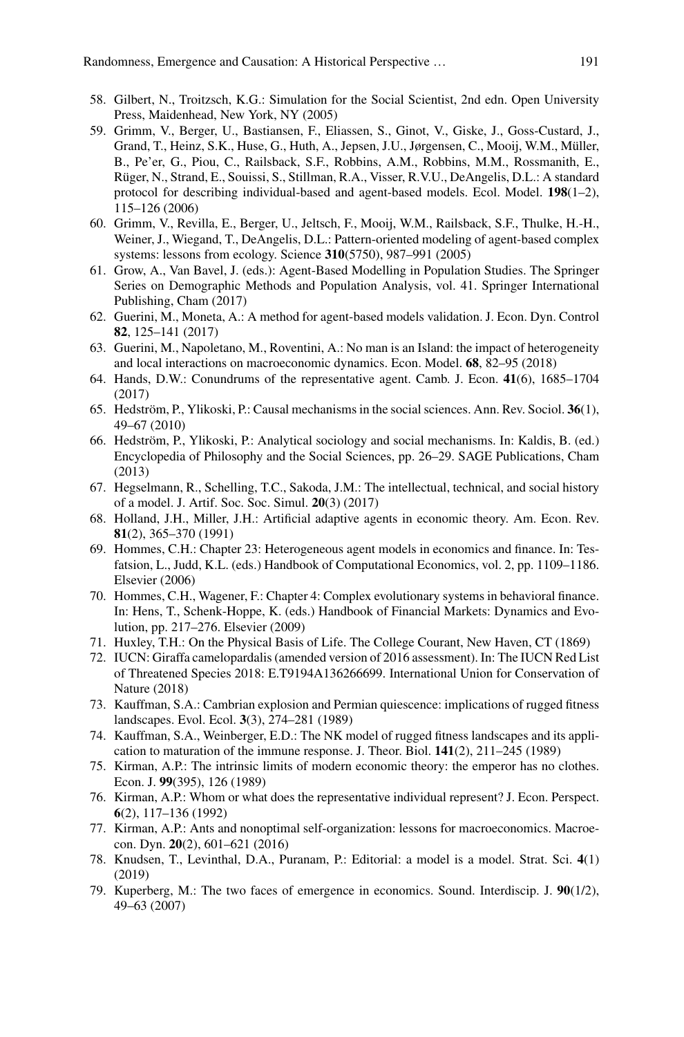58. Gilbert, N., Troitzsch, K.G.: Simulation for the Social Scientist, 2nd edn. Open University Press, Maidenhead, New York, NY (2005)
59. Grimm, V., Berger, U., Bastiansen, F., Eliassen, S., Ginot, V., Giske, J., Goss-Custard, J., Grand, T., Heinz, S.K., Huse, G., Huth, A., Jepsen, J.U., Jørgensen, C., Mooij, W.M., Müller, B., Pe'er, G., Piou, C., Railsback, S.F., Robbins, A.M., Robbins, M.M., Rossmanith, E., Rüger, N., Strand, E., Souissi, S., Stillman, R.A., Visser, R.V.U., DeAngelis, D.L.: A standard protocol for describing individual-based and agent-based models. Ecol. Model. **198**(1–2), 115–126 (2006)
60. Grimm, V., Revilla, E., Berger, U., Jeltsch, F., Mooij, W.M., Railsback, S.F., Thulke, H.-H., Weiner, J., Wiegand, T., DeAngelis, D.L.: Pattern-oriented modeling of agent-based complex systems: lessons from ecology. Science **310**(5750), 987–991 (2005)
61. Grow, A., Van Bavel, J. (eds.): Agent-Based Modelling in Population Studies. The Springer Series on Demographic Methods and Population Analysis, vol. 41. Springer International Publishing, Cham (2017)
62. Guerini, M., Moneta, A.: A method for agent-based models validation. J. Econ. Dyn. Control **82**, 125–141 (2017)
63. Guerini, M., Napoletano, M., Roventini, A.: No man is an Island: the impact of heterogeneity and local interactions on macroeconomic dynamics. Econ. Model. **68**, 82–95 (2018)
64. Hands, D.W.: Conundrums of the representative agent. Camb. J. Econ. **41**(6), 1685–1704 (2017)
65. Hedström, P., Ylikoski, P.: Causal mechanisms in the social sciences. Ann. Rev. Sociol. **36**(1), 49–67 (2010)
66. Hedström, P., Ylikoski, P.: Analytical sociology and social mechanisms. In: Kaldis, B. (ed.) Encyclopedia of Philosophy and the Social Sciences, pp. 26–29. SAGE Publications, Cham (2013)
67. Hegselmann, R., Schelling, T.C., Sakoda, J.M.: The intellectual, technical, and social history of a model. J. Artif. Soc. Soc. Simul. **20**(3) (2017)
68. Holland, J.H., Miller, J.H.: Artificial adaptive agents in economic theory. Am. Econ. Rev. **81**(2), 365–370 (1991)
69. Hommes, C.H.: Chapter 23: Heterogeneous agent models in economics and finance. In: Tesfatsion, L., Judd, K.L. (eds.) Handbook of Computational Economics, vol. 2, pp. 1109–1186. Elsevier (2006)
70. Hommes, C.H., Wagener, F.: Chapter 4: Complex evolutionary systems in behavioral finance. In: Hens, T., Schenk-Hoppe, K. (eds.) Handbook of Financial Markets: Dynamics and Evolution, pp. 217–276. Elsevier (2009)
71. Huxley, T.H.: On the Physical Basis of Life. The College Courant, New Haven, CT (1869)
72. IUCN: Giraffa camelopardalis (amended version of 2016 assessment). In: The IUCN Red List of Threatened Species 2018: E.T9194A136266699. International Union for Conservation of Nature (2018)
73. Kauffman, S.A.: Cambrian explosion and Permian quiescence: implications of rugged fitness landscapes. Evol. Ecol. **3**(3), 274–281 (1989)
74. Kauffman, S.A., Weinberger, E.D.: The NK model of rugged fitness landscapes and its application to maturation of the immune response. J. Theor. Biol. **141**(2), 211–245 (1989)
75. Kirman, A.P.: The intrinsic limits of modern economic theory: the emperor has no clothes. Econ. J. **99**(395), 126 (1989)
76. Kirman, A.P.: Whom or what does the representative individual represent? J. Econ. Perspect. **6**(2), 117–136 (1992)
77. Kirman, A.P.: Ants and nonoptimal self-organization: lessons for macroeconomics. Macroecon. Dyn. **20**(2), 601–621 (2016)
78. Knudsen, T., Levinthal, D.A., Puranam, P.: Editorial: a model is a model. Strat. Sci. **4**(1) (2019)
79. Kuperberg, M.: The two faces of emergence in economics. Sound. Interdiscip. J. **90**(1/2), 49–63 (2007)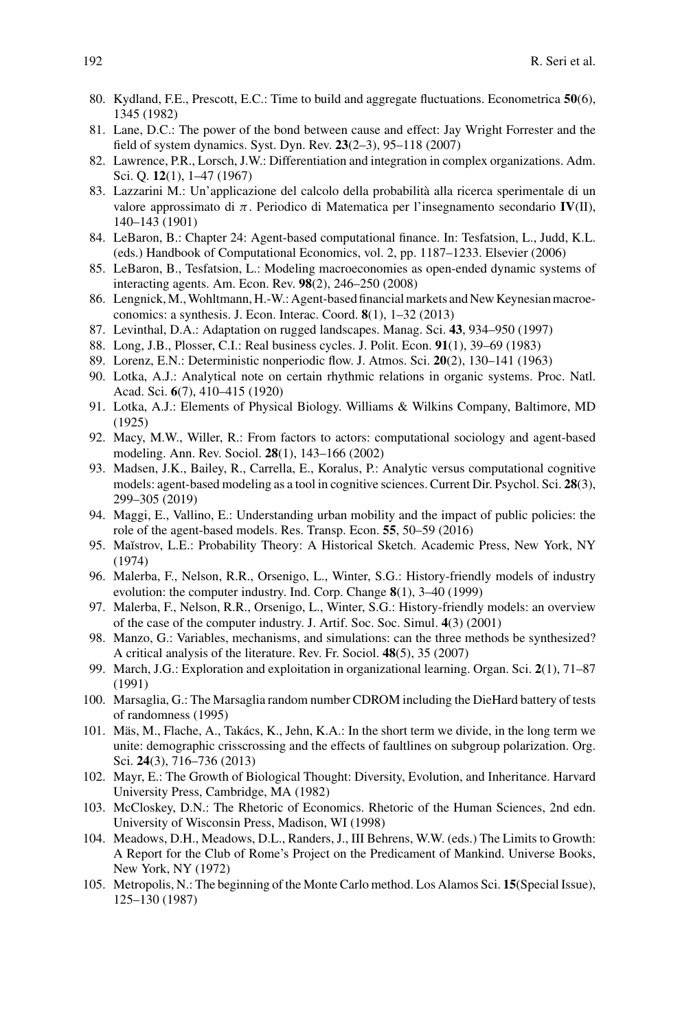80. Kydland, F.E., Prescott, E.C.: Time to build and aggregate fluctuations. Econometrica **50**(6), 1345 (1982)
81. Lane, D.C.: The power of the bond between cause and effect: Jay Wright Forrester and the field of system dynamics. Syst. Dyn. Rev. **23**(2–3), 95–118 (2007)
82. Lawrence, P.R., Lorsch, J.W.: Differentiation and integration in complex organizations. Adm. Sci. Q. **12**(1), 1–47 (1967)
83. Lazzarini M.: Un'applicazione del calcolo della probabilità alla ricerca sperimentale di un valore approssimato di $\pi$. Periodico di Matematica per l'insegnamento secondario **IV**(II), 140–143 (1901)
84. LeBaron, B.: Chapter 24: Agent-based computational finance. In: Tesfatsion, L., Judd, K.L. (eds.) Handbook of Computational Economics, vol. 2, pp. 1187–1233. Elsevier (2006)
85. LeBaron, B., Tesfatsion, L.: Modeling macroeconomies as open-ended dynamic systems of interacting agents. Am. Econ. Rev. **98**(2), 246–250 (2008)
86. Lengnick, M., Wohltmann, H.-W.: Agent-based financial markets and New Keynesian macroeconomics: a synthesis. J. Econ. Interac. Coord. **8**(1), 1–32 (2013)
87. Levinthal, D.A.: Adaptation on rugged landscapes. Manag. Sci. **43**, 934–950 (1997)
88. Long, J.B., Plosser, C.I.: Real business cycles. J. Polit. Econ. **91**(1), 39–69 (1983)
89. Lorenz, E.N.: Deterministic nonperiodic flow. J. Atmos. Sci. **20**(2), 130–141 (1963)
90. Lotka, A.J.: Analytical note on certain rhythmic relations in organic systems. Proc. Natl. Acad. Sci. **6**(7), 410–415 (1920)
91. Lotka, A.J.: Elements of Physical Biology. Williams & Wilkins Company, Baltimore, MD (1925)
92. Macy, M.W., Willer, R.: From factors to actors: computational sociology and agent-based modeling. Ann. Rev. Sociol. **28**(1), 143–166 (2002)
93. Madsen, J.K., Bailey, R., Carrella, E., Koralus, P.: Analytic versus computational cognitive models: agent-based modeling as a tool in cognitive sciences. Current Dir. Psychol. Sci. **28**(3), 299–305 (2019)
94. Maggi, E., Vallino, E.: Understanding urban mobility and the impact of public policies: the role of the agent-based models. Res. Transp. Econ. **55**, 50–59 (2016)
95. Maĭstrov, L.E.: Probability Theory: A Historical Sketch. Academic Press, New York, NY (1974)
96. Malerba, F., Nelson, R.R., Orsenigo, L., Winter, S.G.: History-friendly models of industry evolution: the computer industry. Ind. Corp. Change **8**(1), 3–40 (1999)
97. Malerba, F., Nelson, R.R., Orsenigo, L., Winter, S.G.: History-friendly models: an overview of the case of the computer industry. J. Artif. Soc. Soc. Simul. **4**(3) (2001)
98. Manzo, G.: Variables, mechanisms, and simulations: can the three methods be synthesized? A critical analysis of the literature. Rev. Fr. Sociol. **48**(5), 35 (2007)
99. March, J.G.: Exploration and exploitation in organizational learning. Organ. Sci. **2**(1), 71–87 (1991)
100. Marsaglia, G.: The Marsaglia random number CDROM including the DieHard battery of tests of randomness (1995)
101. Mäs, M., Flache, A., Takács, K., Jehn, K.A.: In the short term we divide, in the long term we unite: demographic crisscrossing and the effects of faultlines on subgroup polarization. Org. Sci. **24**(3), 716–736 (2013)
102. Mayr, E.: The Growth of Biological Thought: Diversity, Evolution, and Inheritance. Harvard University Press, Cambridge, MA (1982)
103. McCloskey, D.N.: The Rhetoric of Economics. Rhetoric of the Human Sciences, 2nd edn. University of Wisconsin Press, Madison, WI (1998)
104. Meadows, D.H., Meadows, D.L., Randers, J., III Behrens, W.W. (eds.) The Limits to Growth: A Report for the Club of Rome's Project on the Predicament of Mankind. Universe Books, New York, NY (1972)
105. Metropolis, N.: The beginning of the Monte Carlo method. Los Alamos Sci. **15**(Special Issue), 125–130 (1987)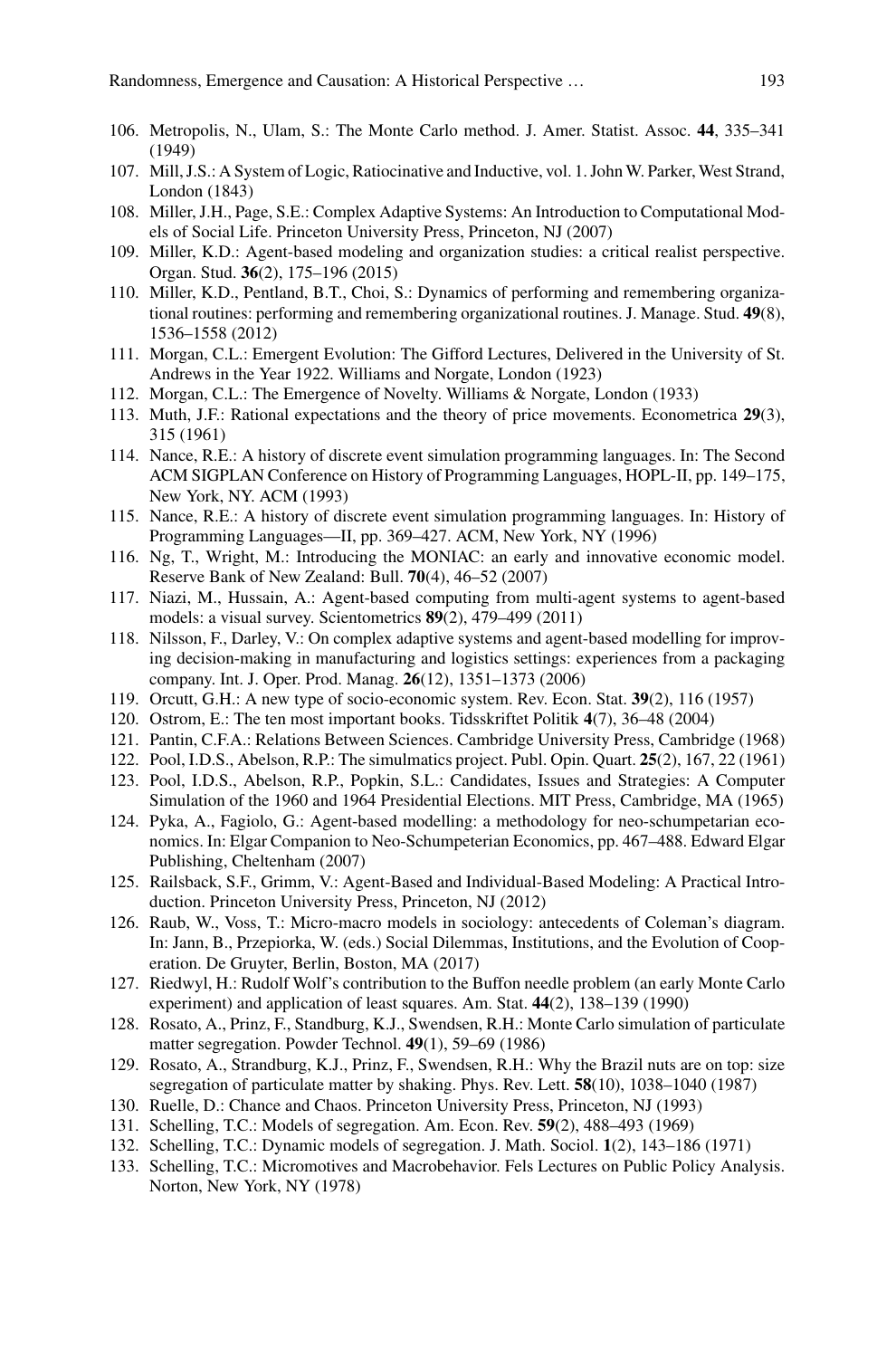106. Metropolis, N., Ulam, S.: The Monte Carlo method. J. Amer. Statist. Assoc. **44**, 335–341 (1949)
107. Mill, J.S.: A System of Logic, Ratiocinative and Inductive, vol. 1. John W. Parker, West Strand, London (1843)
108. Miller, J.H., Page, S.E.: Complex Adaptive Systems: An Introduction to Computational Models of Social Life. Princeton University Press, Princeton, NJ (2007)
109. Miller, K.D.: Agent-based modeling and organization studies: a critical realist perspective. Organ. Stud. **36**(2), 175–196 (2015)
110. Miller, K.D., Pentland, B.T., Choi, S.: Dynamics of performing and remembering organizational routines: performing and remembering organizational routines. J. Manage. Stud. **49**(8), 1536–1558 (2012)
111. Morgan, C.L.: Emergent Evolution: The Gifford Lectures, Delivered in the University of St. Andrews in the Year 1922. Williams and Norgate, London (1923)
112. Morgan, C.L.: The Emergence of Novelty. Williams & Norgate, London (1933)
113. Muth, J.F.: Rational expectations and the theory of price movements. Econometrica **29**(3), 315 (1961)
114. Nance, R.E.: A history of discrete event simulation programming languages. In: The Second ACM SIGPLAN Conference on History of Programming Languages, HOPL-II, pp. 149–175, New York, NY. ACM (1993)
115. Nance, R.E.: A history of discrete event simulation programming languages. In: History of Programming Languages—II, pp. 369–427. ACM, New York, NY (1996)
116. Ng, T., Wright, M.: Introducing the MONIAC: an early and innovative economic model. Reserve Bank of New Zealand: Bull. **70**(4), 46–52 (2007)
117. Niazi, M., Hussain, A.: Agent-based computing from multi-agent systems to agent-based models: a visual survey. Scientometrics **89**(2), 479–499 (2011)
118. Nilsson, F., Darley, V.: On complex adaptive systems and agent-based modelling for improving decision-making in manufacturing and logistics settings: experiences from a packaging company. Int. J. Oper. Prod. Manag. **26**(12), 1351–1373 (2006)
119. Orcutt, G.H.: A new type of socio-economic system. Rev. Econ. Stat. **39**(2), 116 (1957)
120. Ostrom, E.: The ten most important books. Tidsskriftet Politik **4**(7), 36–48 (2004)
121. Pantin, C.F.A.: Relations Between Sciences. Cambridge University Press, Cambridge (1968)
122. Pool, I.D.S., Abelson, R.P.: The simulmatics project. Publ. Opin. Quart. **25**(2), 167, 22 (1961)
123. Pool, I.D.S., Abelson, R.P., Popkin, S.L.: Candidates, Issues and Strategies: A Computer Simulation of the 1960 and 1964 Presidential Elections. MIT Press, Cambridge, MA (1965)
124. Pyka, A., Fagiolo, G.: Agent-based modelling: a methodology for neo-schumpetarian economics. In: Elgar Companion to Neo-Schumpeterian Economics, pp. 467–488. Edward Elgar Publishing, Cheltenham (2007)
125. Railsback, S.F., Grimm, V.: Agent-Based and Individual-Based Modeling: A Practical Introduction. Princeton University Press, Princeton, NJ (2012)
126. Raub, W., Voss, T.: Micro-macro models in sociology: antecedents of Coleman's diagram. In: Jann, B., Przepiorka, W. (eds.) Social Dilemmas, Institutions, and the Evolution of Cooperation. De Gruyter, Berlin, Boston, MA (2017)
127. Riedwyl, H.: Rudolf Wolf's contribution to the Buffon needle problem (an early Monte Carlo experiment) and application of least squares. Am. Stat. **44**(2), 138–139 (1990)
128. Rosato, A., Prinz, F., Standburg, K.J., Swendsen, R.H.: Monte Carlo simulation of particulate matter segregation. Powder Technol. **49**(1), 59–69 (1986)
129. Rosato, A., Strandburg, K.J., Prinz, F., Swendsen, R.H.: Why the Brazil nuts are on top: size segregation of particulate matter by shaking. Phys. Rev. Lett. **58**(10), 1038–1040 (1987)
130. Ruelle, D.: Chance and Chaos. Princeton University Press, Princeton, NJ (1993)
131. Schelling, T.C.: Models of segregation. Am. Econ. Rev. **59**(2), 488–493 (1969)
132. Schelling, T.C.: Dynamic models of segregation. J. Math. Sociol. **1**(2), 143–186 (1971)
133. Schelling, T.C.: Micromotives and Macrobehavior. Fels Lectures on Public Policy Analysis. Norton, New York, NY (1978)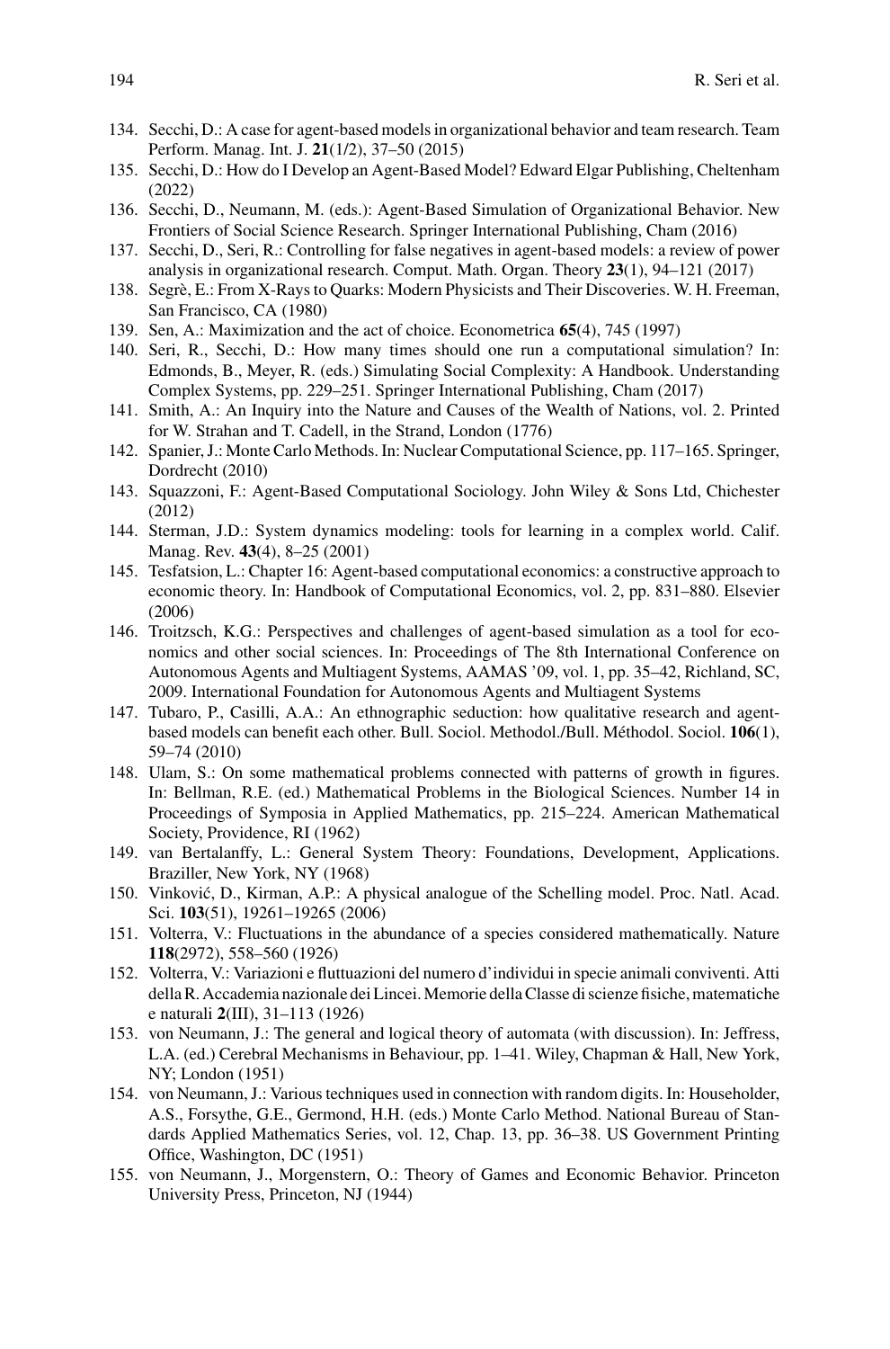134. Secchi, D.: A case for agent-based models in organizational behavior and team research. Team Perform. Manag. Int. J. **21**(1/2), 37–50 (2015)
135. Secchi, D.: How do I Develop an Agent-Based Model? Edward Elgar Publishing, Cheltenham (2022)
136. Secchi, D., Neumann, M. (eds.): Agent-Based Simulation of Organizational Behavior. New Frontiers of Social Science Research. Springer International Publishing, Cham (2016)
137. Secchi, D., Seri, R.: Controlling for false negatives in agent-based models: a review of power analysis in organizational research. Comput. Math. Organ. Theory **23**(1), 94–121 (2017)
138. Segrè, E.: From X-Rays to Quarks: Modern Physicists and Their Discoveries. W. H. Freeman, San Francisco, CA (1980)
139. Sen, A.: Maximization and the act of choice. Econometrica **65**(4), 745 (1997)
140. Seri, R., Secchi, D.: How many times should one run a computational simulation? In: Edmonds, B., Meyer, R. (eds.) Simulating Social Complexity: A Handbook. Understanding Complex Systems, pp. 229–251. Springer International Publishing, Cham (2017)
141. Smith, A.: An Inquiry into the Nature and Causes of the Wealth of Nations, vol. 2. Printed for W. Strahan and T. Cadell, in the Strand, London (1776)
142. Spanier, J.: Monte Carlo Methods. In: Nuclear Computational Science, pp. 117–165. Springer, Dordrecht (2010)
143. Squazzoni, F.: Agent-Based Computational Sociology. John Wiley & Sons Ltd, Chichester (2012)
144. Sterman, J.D.: System dynamics modeling: tools for learning in a complex world. Calif. Manag. Rev. **43**(4), 8–25 (2001)
145. Tesfatsion, L.: Chapter 16: Agent-based computational economics: a constructive approach to economic theory. In: Handbook of Computational Economics, vol. 2, pp. 831–880. Elsevier (2006)
146. Troitzsch, K.G.: Perspectives and challenges of agent-based simulation as a tool for economics and other social sciences. In: Proceedings of The 8th International Conference on Autonomous Agents and Multiagent Systems, AAMAS '09, vol. 1, pp. 35–42, Richland, SC, 2009. International Foundation for Autonomous Agents and Multiagent Systems
147. Tubaro, P., Casilli, A.A.: An ethnographic seduction: how qualitative research and agent-based models can benefit each other. Bull. Sociol. Methodol./Bull. Méthodol. Sociol. **106**(1), 59–74 (2010)
148. Ulam, S.: On some mathematical problems connected with patterns of growth in figures. In: Bellman, R.E. (ed.) Mathematical Problems in the Biological Sciences. Number 14 in Proceedings of Symposia in Applied Mathematics, pp. 215–224. American Mathematical Society, Providence, RI (1962)
149. van Bertalanffy, L.: General System Theory: Foundations, Development, Applications. Braziller, New York, NY (1968)
150. Vinković, D., Kirman, A.P.: A physical analogue of the Schelling model. Proc. Natl. Acad. Sci. **103**(51), 19261–19265 (2006)
151. Volterra, V.: Fluctuations in the abundance of a species considered mathematically. Nature **118**(2972), 558–560 (1926)
152. Volterra, V.: Variazioni e fluttuazioni del numero d'individui in specie animali conviventi. Atti della R. Accademia nazionale dei Lincei. Memorie della Classe di scienze fisiche, matematiche e naturali **2**(III), 31–113 (1926)
153. von Neumann, J.: The general and logical theory of automata (with discussion). In: Jeffress, L.A. (ed.) Cerebral Mechanisms in Behaviour, pp. 1–41. Wiley, Chapman & Hall, New York, NY; London (1951)
154. von Neumann, J.: Various techniques used in connection with random digits. In: Householder, A.S., Forsythe, G.E., Germond, H.H. (eds.) Monte Carlo Method. National Bureau of Standards Applied Mathematics Series, vol. 12, Chap. 13, pp. 36–38. US Government Printing Office, Washington, DC (1951)
155. von Neumann, J., Morgenstern, O.: Theory of Games and Economic Behavior. Princeton University Press, Princeton, NJ (1944)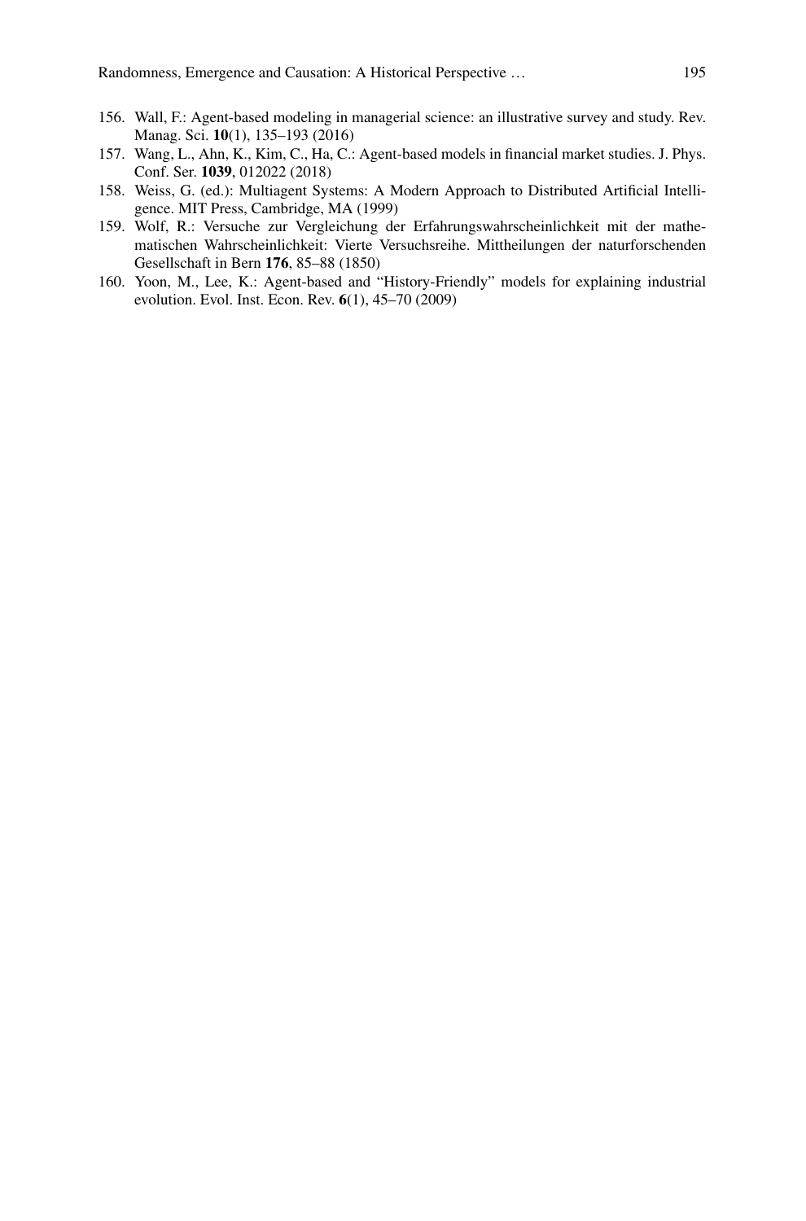156. Wall, F.: Agent-based modeling in managerial science: an illustrative survey and study. Rev. Manag. Sci. **10**(1), 135–193 (2016)
157. Wang, L., Ahn, K., Kim, C., Ha, C.: Agent-based models in financial market studies. J. Phys. Conf. Ser. **1039**, 012022 (2018)
158. Weiss, G. (ed.): Multiagent Systems: A Modern Approach to Distributed Artificial Intelligence. MIT Press, Cambridge, MA (1999)
159. Wolf, R.: Versuche zur Vergleichung der Erfahrungswahrscheinlichkeit mit der mathematischen Wahrscheinlichkeit: Vierte Versuchsreihe. Mittheilungen der naturforschenden Gesellschaft in Bern **176**, 85–88 (1850)
160. Yoon, M., Lee, K.: Agent-based and "History-Friendly" models for explaining industrial evolution. Evol. Inst. Econ. Rev. **6**(1), 45–70 (2009)